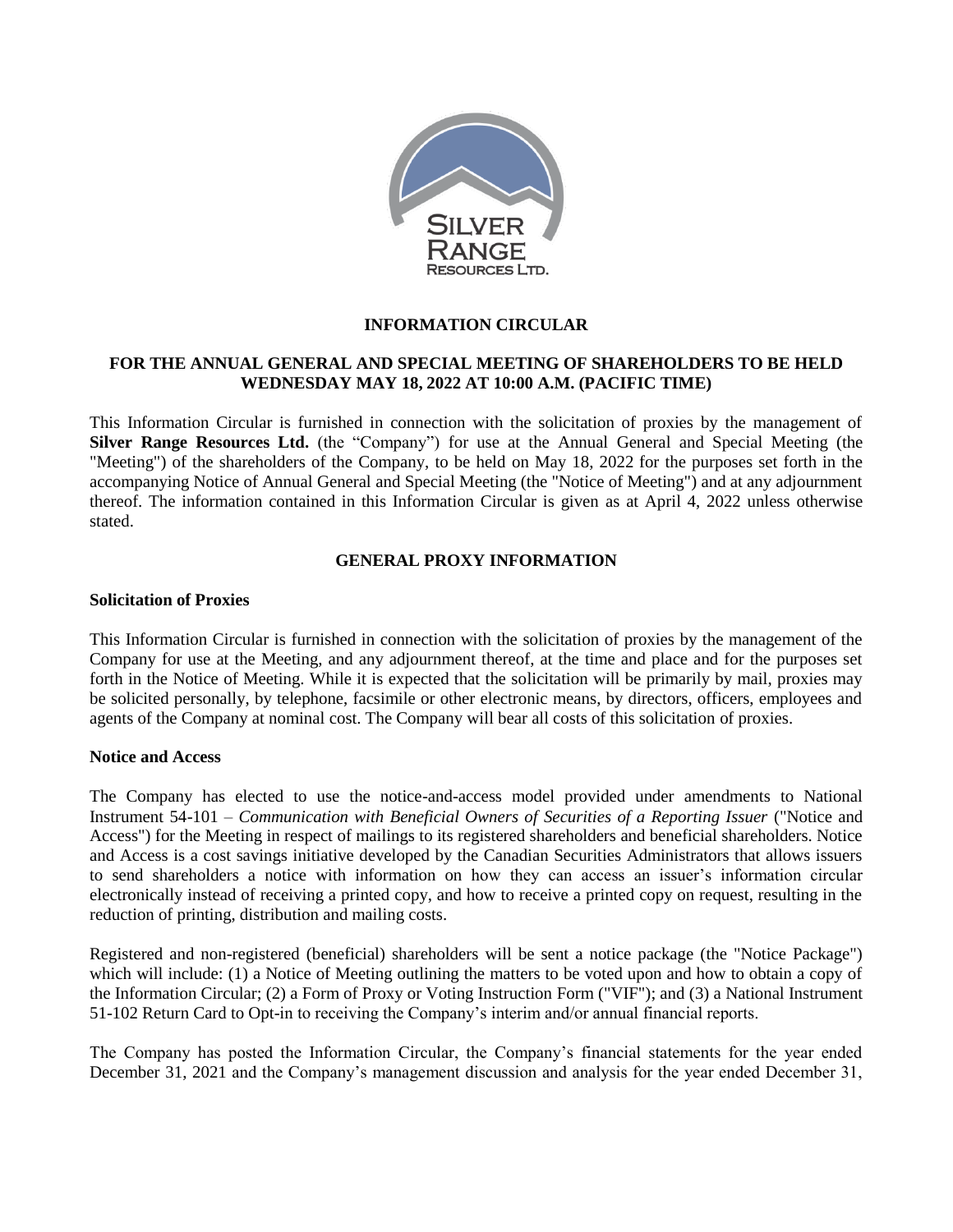# INFORMATION CIRCULAR

## FOR THE ANNUAL GENERAL AND SPECIAL MEETING OF SHAREHOLDERS TO BE HELD WEDNESDAY MAY 18, 2022 AT 10:00 A.M. (PACIFIC TIME)

This Information Circular is furnished in connection with the solicitation of proxies by the management of **Silver Range Resources Ltd.** (the "Company") for use at the Annual General and Special Meeting (the "Meeting") of the shareholders of the Company, to be held on May 18, 2022 for the purposes set forth in the accompanying Notice of Annual General and Special Meeting (the "Notice of Meeting") and at any adjournment thereof. The information contained in this Information Circular is given as at April 4, 2022 unless otherwise stated.

## GENERAL PROXY INFORMATION

### Solicitation of Proxies

This Information Circular is furnished in connection with the solicitation of proxies by the management of the Company for use at the Meeting, and any adjournment thereof, at the time and place and for the purposes set forth in the Notice of Meeting. While it is expected that the solicitation will be primarily by mail, proxies may be solicited personally, by telephone, facsimile or other electronic means, by directors, officers, employees and agents of the Company at nominal cost. The Company will bear all costs of this solicitation of proxies.

### Notice and Access

The Company has elected to use the notice-and-access model provided under amendments to National Instrument 54-101 – *Communication with Beneficial Owners of Securities of a Reporting Issuer* ("Notice and Access") for the Meeting in respect of mailings to its registered shareholders and beneficial shareholders. Notice and Access is a cost savings initiative developed by the Canadian Securities Administrators that allows issuers to send shareholders a notice with information on how they can access an issuer's information circular electronically instead of receiving a printed copy, and how to receive a printed copy on request, resulting in the reduction of printing, distribution and mailing costs.

Registered and non-registered (beneficial) shareholders will be sent a notice package (the "Notice Package") which will include: (1) a Notice of Meeting outlining the matters to be voted upon and how to obtain a copy of the Information Circular; (2) a Form of Proxy or Voting Instruction Form ("VIF"); and (3) a National Instrument 51-102 Return Card to Opt-in to receiving the Company's interim and/or annual financial reports.

The Company has posted the Information Circular, the Company's financial statements for the year ended December 31, 2021 and the Company's management discussion and analysis for the year ended December 31,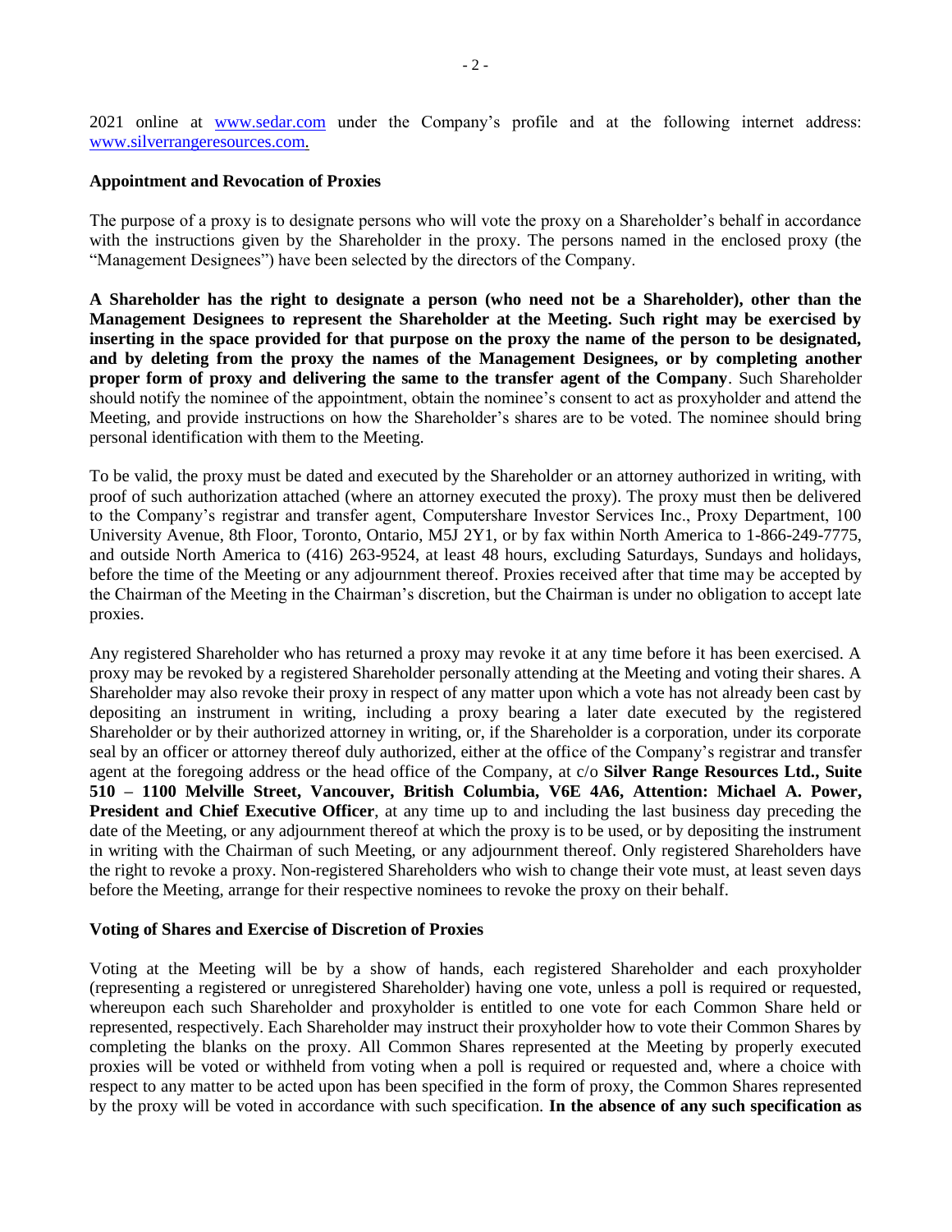2021 online at [www.sedar.com](http://www.sedar.com) under the Company's profile and at the following internet address: [www.silverrangeresources.com.](http://www.silverrangeresources.com)

**Appointment and Revocation of Proxies**

The purpose of a proxy is to designate persons who will vote the proxy on a Shareholder's behalf in accordance with the instructions given by the Shareholder in the proxy. The persons named in the enclosed proxy (the "Management Designees") have been selected by the directors of the Company.

**A Shareholder has the right to designate a person (who need not be a Shareholder), other than the Management Designees to represent the Shareholder at the Meeting. Such right may be exercised by inserting in the space provided for that purpose on the proxy the name of the person to be designated, and by deleting from the proxy the names of the Management Designees, or by completing another proper form of proxy and delivering the same to the transfer agent of the Company**. Such Shareholder should notify the nominee of the appointment, obtain the nominee's consent to act as proxyholder and attend the Meeting, and provide instructions on how the Shareholder's shares are to be voted. The nominee should bring personal identification with them to the Meeting.

To be valid, the proxy must be dated and executed by the Shareholder or an attorney authorized in writing, with proof of such authorization attached (where an attorney executed the proxy). The proxy must then be delivered to the Company's registrar and transfer agent, Computershare Investor Services Inc., Proxy Department, 100 University Avenue, 8th Floor, Toronto, Ontario, M5J 2Y1, or by fax within North America to 1-866-249-7775, and outside North America to (416) 263-9524, at least 48 hours, excluding Saturdays, Sundays and holidays, before the time of the Meeting or any adjournment thereof. Proxies received after that time may be accepted by the Chairman of the Meeting in the Chairman's discretion, but the Chairman is under no obligation to accept late proxies.

Any registered Shareholder who has returned a proxy may revoke it at any time before it has been exercised. A proxy may be revoked by a registered Shareholder personally attending at the Meeting and voting their shares. A Shareholder may also revoke their proxy in respect of any matter upon which a vote has not already been cast by depositing an instrument in writing, including a proxy bearing a later date executed by the registered Shareholder or by their authorized attorney in writing, or, if the Shareholder is a corporation, under its corporate seal by an officer or attorney thereof duly authorized, either at the office of the Company's registrar and transfer agent at the foregoing address or the head office of the Company, at c/o **Silver Range Resources Ltd., Suite 510 – 1100 Melville Street, Vancouver, British Columbia, V6E 4A6, Attention: Michael A. Power, President and Chief Executive Officer**, at any time up to and including the last business day preceding the date of the Meeting, or any adjournment thereof at which the proxy is to be used, or by depositing the instrument in writing with the Chairman of such Meeting, or any adjournment thereof. Only registered Shareholders have the right to revoke a proxy. Non-registered Shareholders who wish to change their vote must, at least seven days before the Meeting, arrange for their respective nominees to revoke the proxy on their behalf.

**Voting of Shares and Exercise of Discretion of Proxies**

Voting at the Meeting will be by a show of hands, each registered Shareholder and each proxyholder (representing a registered or unregistered Shareholder) having one vote, unless a poll is required or requested, whereupon each such Shareholder and proxyholder is entitled to one vote for each Common Share held or represented, respectively. Each Shareholder may instruct their proxyholder how to vote their Common Shares by completing the blanks on the proxy. All Common Shares represented at the Meeting by properly executed proxies will be voted or withheld from voting when a poll is required or requested and, where a choice with respect to any matter to be acted upon has been specified in the form of proxy, the Common Shares represented by the proxy will be voted in accordance with such specification. **In the absence of any such specification as**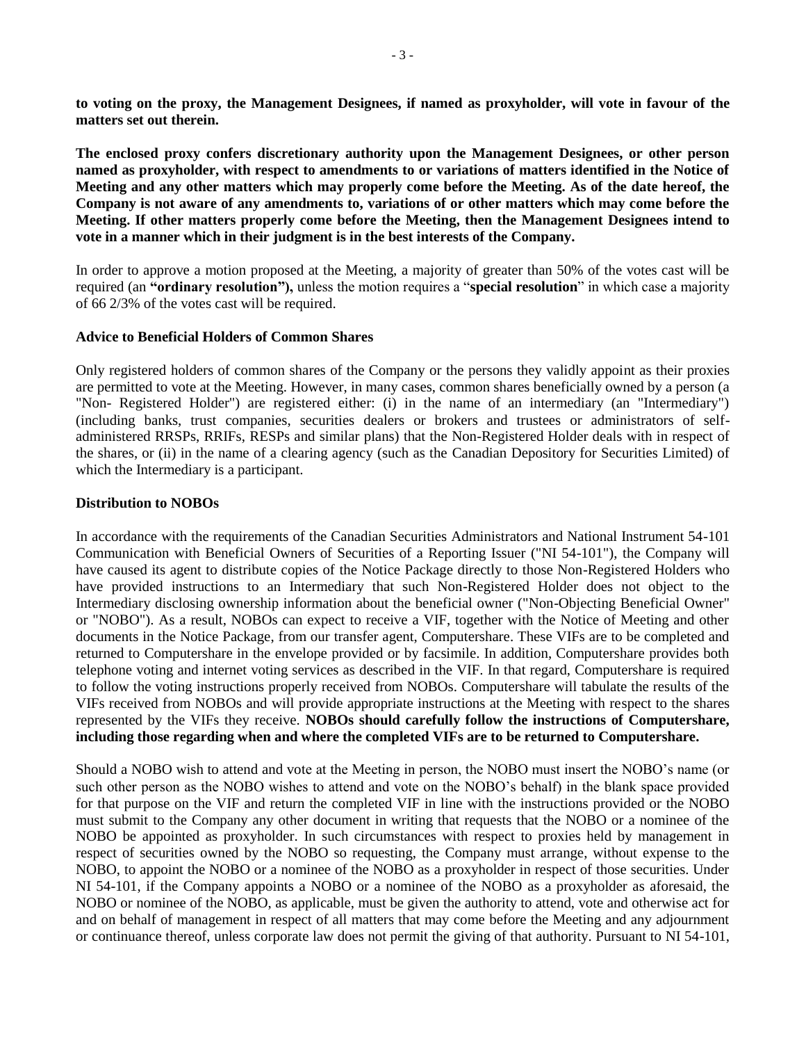**to voting on the proxy, the Management Designees, if named as proxyholder, will vote in favour of the matters set out therein.**

**The enclosed proxy confers discretionary authority upon the Management Designees, or other person named as proxyholder, with respect to amendments to or variations of matters identified in the Notice of Meeting and any other matters which may properly come before the Meeting. As of the date hereof, the Company is not aware of any amendments to, variations of or other matters which may come before the Meeting. If other matters properly come before the Meeting, then the Management Designees intend to vote in a manner which in their judgment is in the best interests of the Company.**

In order to approve a motion proposed at the Meeting, a majority of greater than 50% of the votes cast will be required (an **"ordinary resolution"),** unless the motion requires a "**special resolution**" in which case a majority of 66 2/3% of the votes cast will be required.

**Advice to Beneficial Holders of Common Shares**

Only registered holders of common shares of the Company or the persons they validly appoint as their proxies are permitted to vote at the Meeting. However, in many cases, common shares beneficially owned by a person (a "Non- Registered Holder") are registered either: (i) in the name of an intermediary (an "Intermediary") (including banks, trust companies, securities dealers or brokers and trustees or administrators of self-administered RRSPs, RRIFs, RESPs and similar plans) that the Non-Registered Holder deals with in respect of the shares, or (ii) in the name of a clearing agency (such as the Canadian Depository for Securities Limited) of which the Intermediary is a participant.

**Distribution to NOBOs**

In accordance with the requirements of the Canadian Securities Administrators and National Instrument 54-101 Communication with Beneficial Owners of Securities of a Reporting Issuer ("NI 54-101"), the Company will have caused its agent to distribute copies of the Notice Package directly to those Non-Registered Holders who have provided instructions to an Intermediary that such Non-Registered Holder does not object to the Intermediary disclosing ownership information about the beneficial owner ("Non-Objecting Beneficial Owner" or "NOBO"). As a result, NOBOs can expect to receive a VIF, together with the Notice of Meeting and other documents in the Notice Package, from our transfer agent, Computershare. These VIFs are to be completed and returned to Computershare in the envelope provided or by facsimile. In addition, Computershare provides both telephone voting and internet voting services as described in the VIF. In that regard, Computershare is required to follow the voting instructions properly received from NOBOs. Computershare will tabulate the results of the VIFs received from NOBOs and will provide appropriate instructions at the Meeting with respect to the shares represented by the VIFs they receive. **NOBOs should carefully follow the instructions of Computershare, including those regarding when and where the completed VIFs are to be returned to Computershare.**

Should a NOBO wish to attend and vote at the Meeting in person, the NOBO must insert the NOBO's name (or such other person as the NOBO wishes to attend and vote on the NOBO's behalf) in the blank space provided for that purpose on the VIF and return the completed VIF in line with the instructions provided or the NOBO must submit to the Company any other document in writing that requests that the NOBO or a nominee of the NOBO be appointed as proxyholder. In such circumstances with respect to proxies held by management in respect of securities owned by the NOBO so requesting, the Company must arrange, without expense to the NOBO, to appoint the NOBO or a nominee of the NOBO as a proxyholder in respect of those securities. Under NI 54-101, if the Company appoints a NOBO or a nominee of the NOBO as a proxyholder as aforesaid, the NOBO or nominee of the NOBO, as applicable, must be given the authority to attend, vote and otherwise act for and on behalf of management in respect of all matters that may come before the Meeting and any adjournment or continuance thereof, unless corporate law does not permit the giving of that authority. Pursuant to NI 54-101,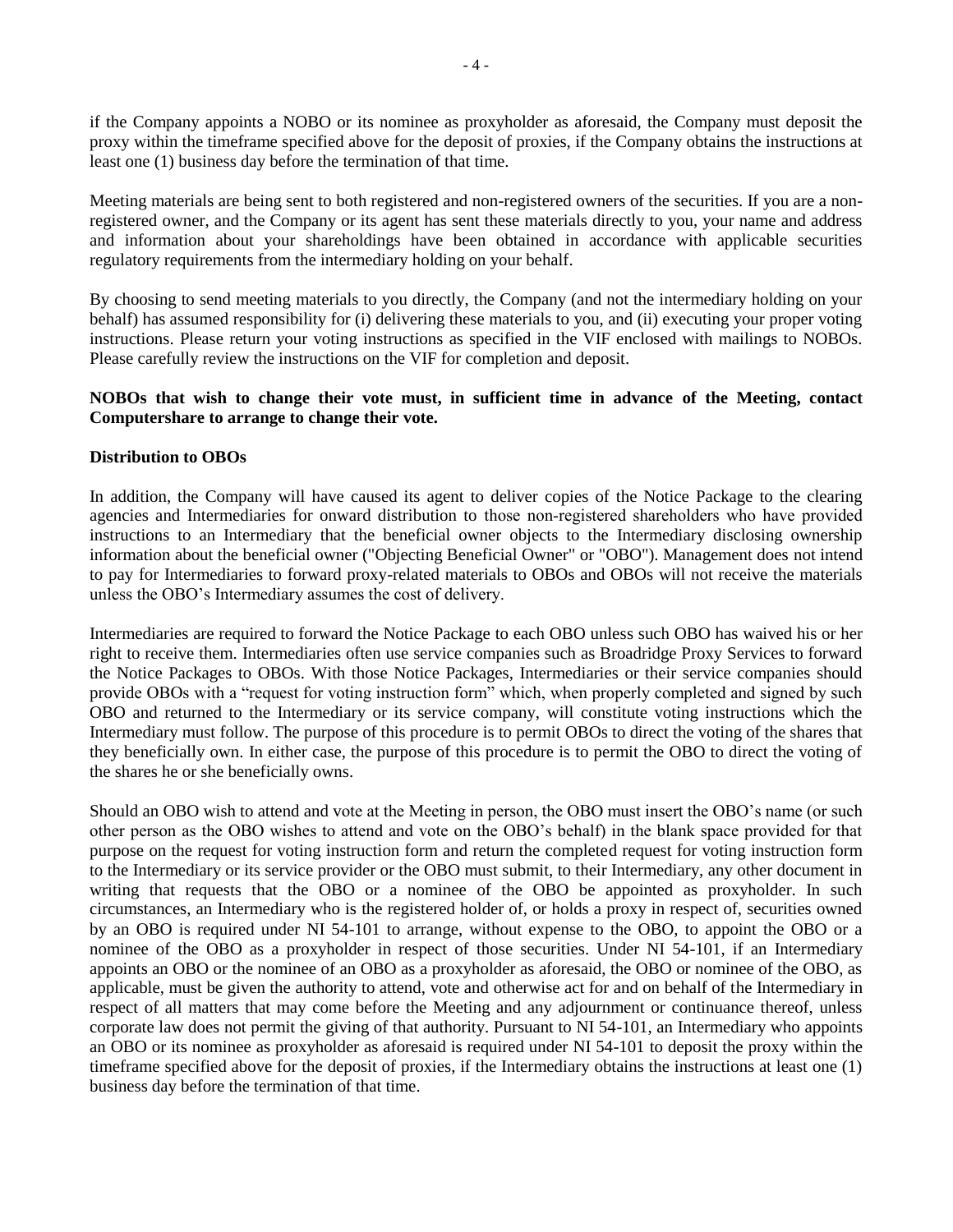if the Company appoints a NOBO or its nominee as proxyholder as aforesaid, the Company must deposit the proxy within the timeframe specified above for the deposit of proxies, if the Company obtains the instructions at least one (1) business day before the termination of that time.

Meeting materials are being sent to both registered and non-registered owners of the securities. If you are a non-registered owner, and the Company or its agent has sent these materials directly to you, your name and address and information about your shareholdings have been obtained in accordance with applicable securities regulatory requirements from the intermediary holding on your behalf.

By choosing to send meeting materials to you directly, the Company (and not the intermediary holding on your behalf) has assumed responsibility for (i) delivering these materials to you, and (ii) executing your proper voting instructions. Please return your voting instructions as specified in the VIF enclosed with mailings to NOBOs. Please carefully review the instructions on the VIF for completion and deposit.

**NOBOs that wish to change their vote must, in sufficient time in advance of the Meeting, contact Computershare to arrange to change their vote.**

**Distribution to OBOs**

In addition, the Company will have caused its agent to deliver copies of the Notice Package to the clearing agencies and Intermediaries for onward distribution to those non-registered shareholders who have provided instructions to an Intermediary that the beneficial owner objects to the Intermediary disclosing ownership information about the beneficial owner ("Objecting Beneficial Owner" or "OBO"). Management does not intend to pay for Intermediaries to forward proxy-related materials to OBOs and OBOs will not receive the materials unless the OBO's Intermediary assumes the cost of delivery.

Intermediaries are required to forward the Notice Package to each OBO unless such OBO has waived his or her right to receive them. Intermediaries often use service companies such as Broadridge Proxy Services to forward the Notice Packages to OBOs. With those Notice Packages, Intermediaries or their service companies should provide OBOs with a "request for voting instruction form" which, when properly completed and signed by such OBO and returned to the Intermediary or its service company, will constitute voting instructions which the Intermediary must follow. The purpose of this procedure is to permit OBOs to direct the voting of the shares that they beneficially own. In either case, the purpose of this procedure is to permit the OBO to direct the voting of the shares he or she beneficially owns.

Should an OBO wish to attend and vote at the Meeting in person, the OBO must insert the OBO's name (or such other person as the OBO wishes to attend and vote on the OBO's behalf) in the blank space provided for that purpose on the request for voting instruction form and return the completed request for voting instruction form to the Intermediary or its service provider or the OBO must submit, to their Intermediary, any other document in writing that requests that the OBO or a nominee of the OBO be appointed as proxyholder. In such circumstances, an Intermediary who is the registered holder of, or holds a proxy in respect of, securities owned by an OBO is required under NI 54-101 to arrange, without expense to the OBO, to appoint the OBO or a nominee of the OBO as a proxyholder in respect of those securities. Under NI 54-101, if an Intermediary appoints an OBO or the nominee of an OBO as a proxyholder as aforesaid, the OBO or nominee of the OBO, as applicable, must be given the authority to attend, vote and otherwise act for and on behalf of the Intermediary in respect of all matters that may come before the Meeting and any adjournment or continuance thereof, unless corporate law does not permit the giving of that authority. Pursuant to NI 54-101, an Intermediary who appoints an OBO or its nominee as proxyholder as aforesaid is required under NI 54-101 to deposit the proxy within the timeframe specified above for the deposit of proxies, if the Intermediary obtains the instructions at least one (1) business day before the termination of that time.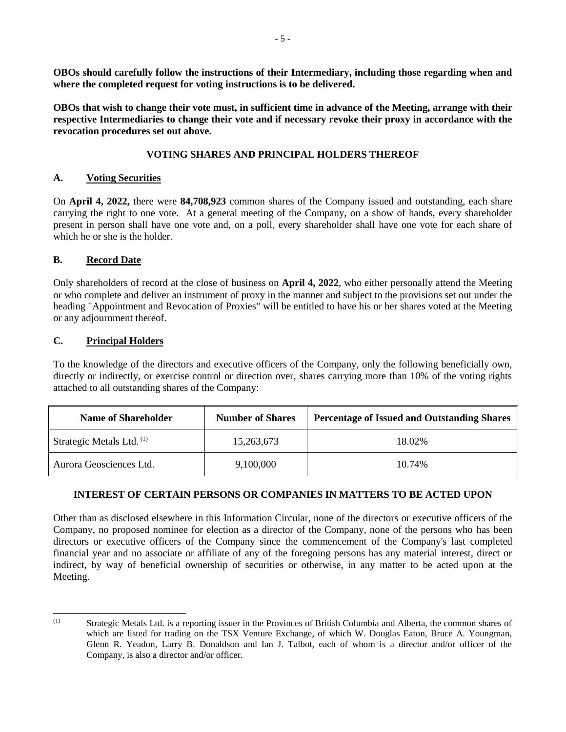**OBOs should carefully follow the instructions of their Intermediary, including those regarding when and where the completed request for voting instructions is to be delivered.**

**OBOs that wish to change their vote must, in sufficient time in advance of the Meeting, arrange with their respective Intermediaries to change their vote and if necessary revoke their proxy in accordance with the revocation procedures set out above.**

## VOTING SHARES AND PRINCIPAL HOLDERS THEREOF

### A. Voting Securities

On **April 4, 2022,** there were **84,708,923** common shares of the Company issued and outstanding, each share carrying the right to one vote. At a general meeting of the Company, on a show of hands, every shareholder present in person shall have one vote and, on a poll, every shareholder shall have one vote for each share of which he or she is the holder.

### B. Record Date

Only shareholders of record at the close of business on **April 4, 2022**, who either personally attend the Meeting or who complete and deliver an instrument of proxy in the manner and subject to the provisions set out under the heading "Appointment and Revocation of Proxies" will be entitled to have his or her shares voted at the Meeting or any adjournment thereof.

### C. Principal Holders

To the knowledge of the directors and executive officers of the Company, only the following beneficially own, directly or indirectly, or exercise control or direction over, shares carrying more than 10% of the voting rights attached to all outstanding shares of the Company:

| Name of Shareholder | Number of Shares | Percentage of Issued and Outstanding Shares |
|---|---|---|
| Strategic Metals Ltd. (1) | 15,263,673 | 18.02% |
| Aurora Geosciences Ltd. | 9,100,000 | 10.74% |

## INTEREST OF CERTAIN PERSONS OR COMPANIES IN MATTERS TO BE ACTED UPON

Other than as disclosed elsewhere in this Information Circular, none of the directors or executive officers of the Company, no proposed nominee for election as a director of the Company, none of the persons who has been directors or executive officers of the Company since the commencement of the Company's last completed financial year and no associate or affiliate of any of the foregoing persons has any material interest, direct or indirect, by way of beneficial ownership of securities or otherwise, in any matter to be acted upon at the Meeting.

---

(1) Strategic Metals Ltd. is a reporting issuer in the Provinces of British Columbia and Alberta, the common shares of which are listed for trading on the TSX Venture Exchange, of which W. Douglas Eaton, Bruce A. Youngman, Glenn R. Yeadon, Larry B. Donaldson and Ian J. Talbot, each of whom is a director and/or officer of the Company, is also a director and/or officer.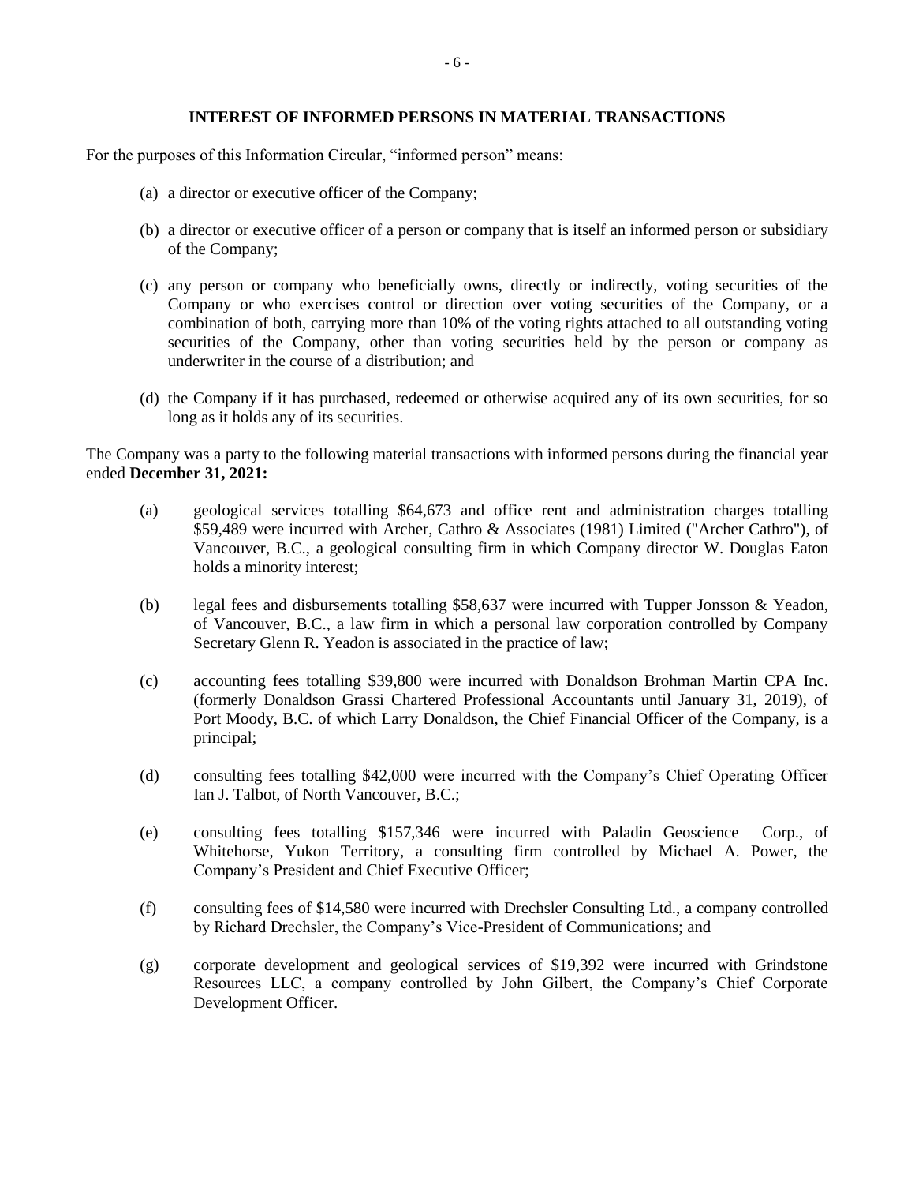## INTEREST OF INFORMED PERSONS IN MATERIAL TRANSACTIONS

For the purposes of this Information Circular, "informed person" means:

(a) a director or executive officer of the Company;

(b) a director or executive officer of a person or company that is itself an informed person or subsidiary of the Company;

(c) any person or company who beneficially owns, directly or indirectly, voting securities of the Company or who exercises control or direction over voting securities of the Company, or a combination of both, carrying more than 10% of the voting rights attached to all outstanding voting securities of the Company, other than voting securities held by the person or company as underwriter in the course of a distribution; and

(d) the Company if it has purchased, redeemed or otherwise acquired any of its own securities, for so long as it holds any of its securities.

The Company was a party to the following material transactions with informed persons during the financial year ended **December 31, 2021:**

(a) geological services totalling $64,673 and office rent and administration charges totalling $59,489 were incurred with Archer, Cathro & Associates (1981) Limited ("Archer Cathro"), of Vancouver, B.C., a geological consulting firm in which Company director W. Douglas Eaton holds a minority interest;

(b) legal fees and disbursements totalling $58,637 were incurred with Tupper Jonsson & Yeadon, of Vancouver, B.C., a law firm in which a personal law corporation controlled by Company Secretary Glenn R. Yeadon is associated in the practice of law;

(c) accounting fees totalling $39,800 were incurred with Donaldson Brohman Martin CPA Inc. (formerly Donaldson Grassi Chartered Professional Accountants until January 31, 2019), of Port Moody, B.C. of which Larry Donaldson, the Chief Financial Officer of the Company, is a principal;

(d) consulting fees totalling $42,000 were incurred with the Company's Chief Operating Officer Ian J. Talbot, of North Vancouver, B.C.;

(e) consulting fees totalling $157,346 were incurred with Paladin Geoscience Corp., of Whitehorse, Yukon Territory, a consulting firm controlled by Michael A. Power, the Company's President and Chief Executive Officer;

(f) consulting fees of $14,580 were incurred with Drechsler Consulting Ltd., a company controlled by Richard Drechsler, the Company's Vice-President of Communications; and

(g) corporate development and geological services of $19,392 were incurred with Grindstone Resources LLC, a company controlled by John Gilbert, the Company's Chief Corporate Development Officer.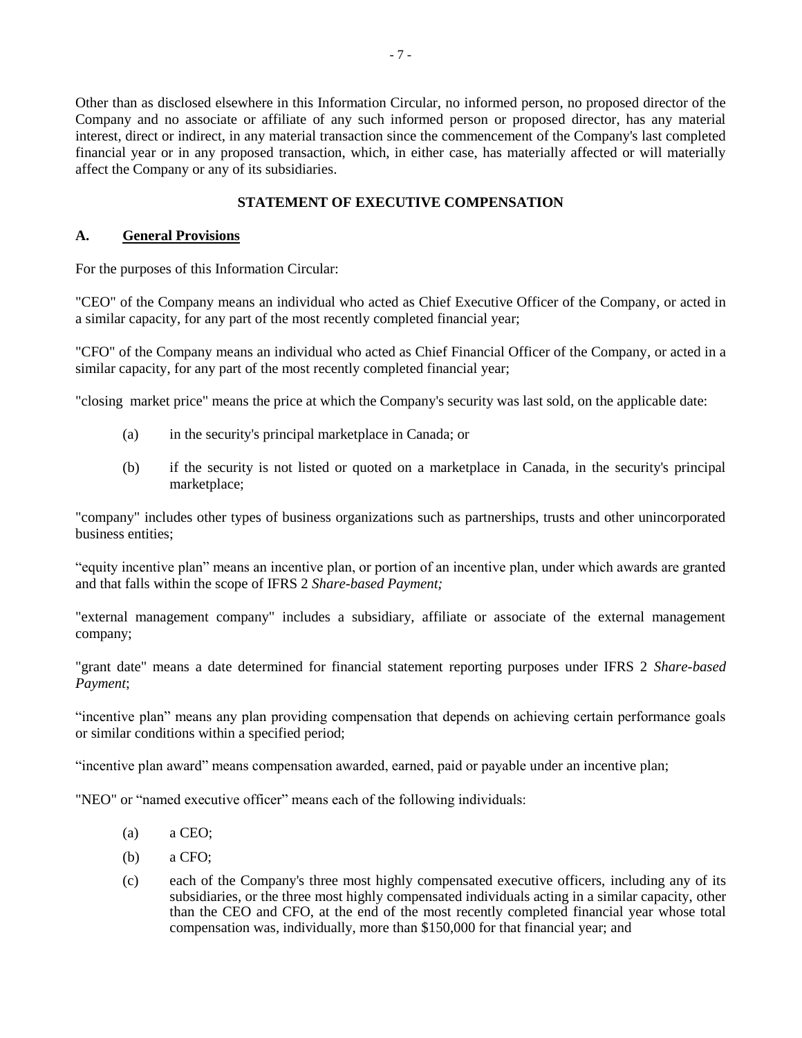Other than as disclosed elsewhere in this Information Circular, no informed person, no proposed director of the Company and no associate or affiliate of any such informed person or proposed director, has any material interest, direct or indirect, in any material transaction since the commencement of the Company's last completed financial year or in any proposed transaction, which, in either case, has materially affected or will materially affect the Company or any of its subsidiaries.

## STATEMENT OF EXECUTIVE COMPENSATION

### A. General Provisions

For the purposes of this Information Circular:

"CEO" of the Company means an individual who acted as Chief Executive Officer of the Company, or acted in a similar capacity, for any part of the most recently completed financial year;

"CFO" of the Company means an individual who acted as Chief Financial Officer of the Company, or acted in a similar capacity, for any part of the most recently completed financial year;

"closing market price" means the price at which the Company's security was last sold, on the applicable date:

- (a) in the security's principal marketplace in Canada; or
- (b) if the security is not listed or quoted on a marketplace in Canada, in the security's principal marketplace;

"company" includes other types of business organizations such as partnerships, trusts and other unincorporated business entities;

"equity incentive plan" means an incentive plan, or portion of an incentive plan, under which awards are granted and that falls within the scope of IFRS 2 *Share-based Payment;*

"external management company" includes a subsidiary, affiliate or associate of the external management company;

"grant date" means a date determined for financial statement reporting purposes under IFRS 2 *Share-based Payment*;

"incentive plan" means any plan providing compensation that depends on achieving certain performance goals or similar conditions within a specified period;

"incentive plan award" means compensation awarded, earned, paid or payable under an incentive plan;

"NEO" or "named executive officer" means each of the following individuals:

- (a) a CEO;
- (b) a CFO;
- (c) each of the Company's three most highly compensated executive officers, including any of its subsidiaries, or the three most highly compensated individuals acting in a similar capacity, other than the CEO and CFO, at the end of the most recently completed financial year whose total compensation was, individually, more than $150,000 for that financial year; and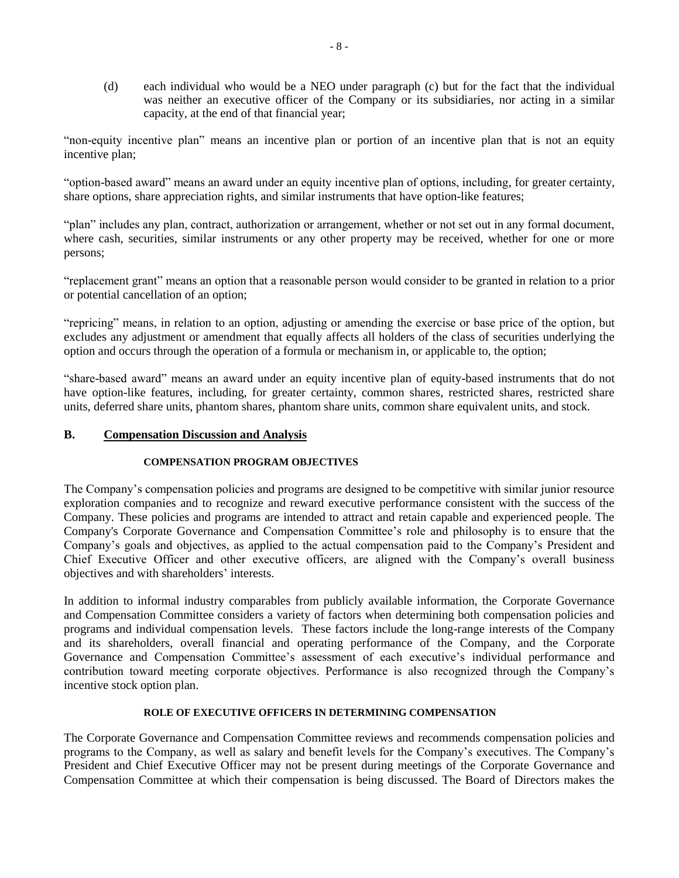(d) each individual who would be a NEO under paragraph (c) but for the fact that the individual was neither an executive officer of the Company or its subsidiaries, nor acting in a similar capacity, at the end of that financial year;

"non-equity incentive plan" means an incentive plan or portion of an incentive plan that is not an equity incentive plan;

"option-based award" means an award under an equity incentive plan of options, including, for greater certainty, share options, share appreciation rights, and similar instruments that have option-like features;

"plan" includes any plan, contract, authorization or arrangement, whether or not set out in any formal document, where cash, securities, similar instruments or any other property may be received, whether for one or more persons;

"replacement grant" means an option that a reasonable person would consider to be granted in relation to a prior or potential cancellation of an option;

"repricing" means, in relation to an option, adjusting or amending the exercise or base price of the option, but excludes any adjustment or amendment that equally affects all holders of the class of securities underlying the option and occurs through the operation of a formula or mechanism in, or applicable to, the option;

"share-based award" means an award under an equity incentive plan of equity-based instruments that do not have option-like features, including, for greater certainty, common shares, restricted shares, restricted share units, deferred share units, phantom shares, phantom share units, common share equivalent units, and stock.

## B. Compensation Discussion and Analysis

### COMPENSATION PROGRAM OBJECTIVES

The Company's compensation policies and programs are designed to be competitive with similar junior resource exploration companies and to recognize and reward executive performance consistent with the success of the Company. These policies and programs are intended to attract and retain capable and experienced people. The Company's Corporate Governance and Compensation Committee's role and philosophy is to ensure that the Company's goals and objectives, as applied to the actual compensation paid to the Company's President and Chief Executive Officer and other executive officers, are aligned with the Company's overall business objectives and with shareholders' interests.

In addition to informal industry comparables from publicly available information, the Corporate Governance and Compensation Committee considers a variety of factors when determining both compensation policies and programs and individual compensation levels. These factors include the long-range interests of the Company and its shareholders, overall financial and operating performance of the Company, and the Corporate Governance and Compensation Committee's assessment of each executive's individual performance and contribution toward meeting corporate objectives. Performance is also recognized through the Company's incentive stock option plan.

### ROLE OF EXECUTIVE OFFICERS IN DETERMINING COMPENSATION

The Corporate Governance and Compensation Committee reviews and recommends compensation policies and programs to the Company, as well as salary and benefit levels for the Company's executives. The Company's President and Chief Executive Officer may not be present during meetings of the Corporate Governance and Compensation Committee at which their compensation is being discussed. The Board of Directors makes the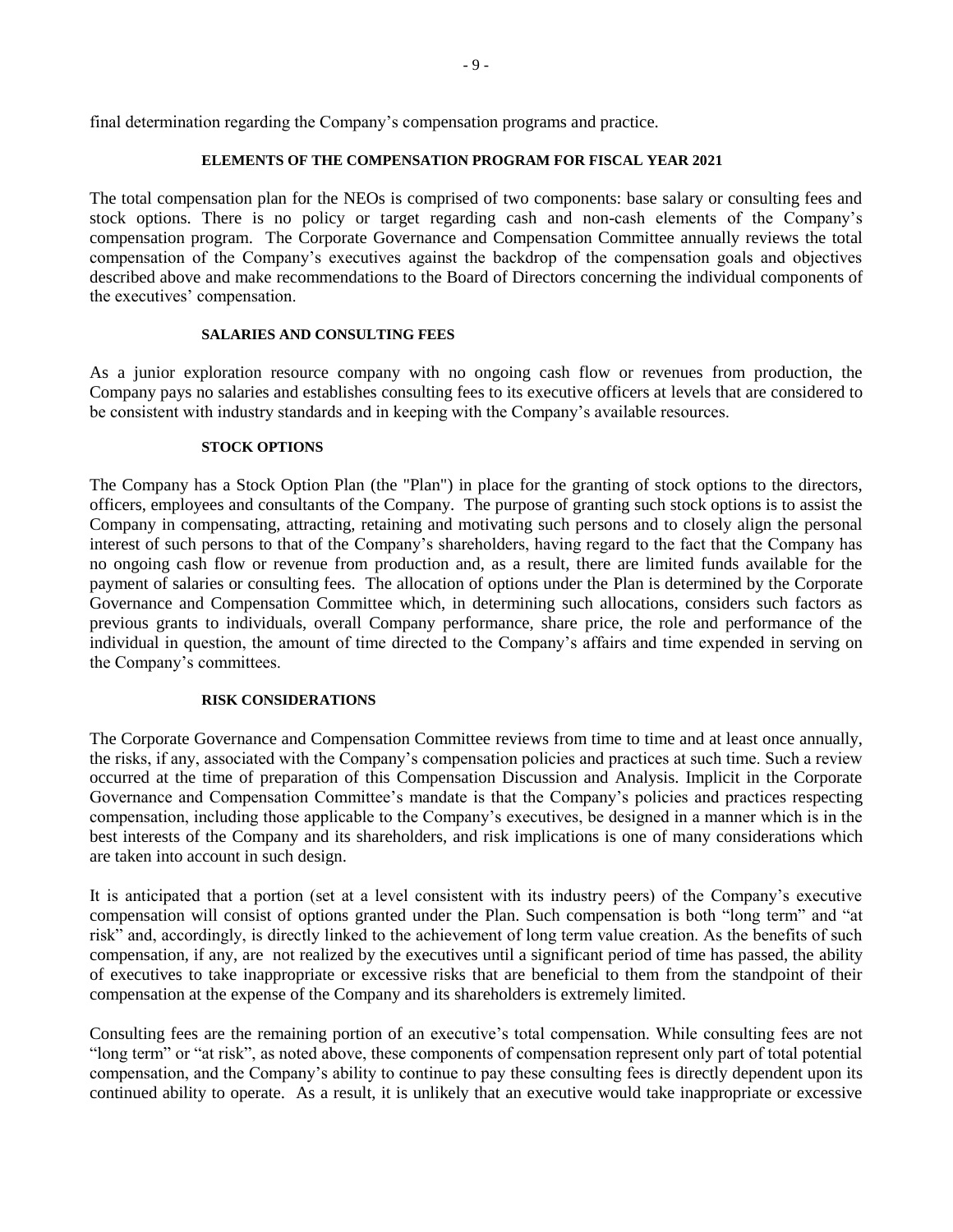final determination regarding the Company's compensation programs and practice.

### ELEMENTS OF THE COMPENSATION PROGRAM FOR FISCAL YEAR 2021

The total compensation plan for the NEOs is comprised of two components: base salary or consulting fees and stock options. There is no policy or target regarding cash and non-cash elements of the Company's compensation program. The Corporate Governance and Compensation Committee annually reviews the total compensation of the Company's executives against the backdrop of the compensation goals and objectives described above and make recommendations to the Board of Directors concerning the individual components of the executives' compensation.

### SALARIES AND CONSULTING FEES

As a junior exploration resource company with no ongoing cash flow or revenues from production, the Company pays no salaries and establishes consulting fees to its executive officers at levels that are considered to be consistent with industry standards and in keeping with the Company's available resources.

### STOCK OPTIONS

The Company has a Stock Option Plan (the "Plan") in place for the granting of stock options to the directors, officers, employees and consultants of the Company. The purpose of granting such stock options is to assist the Company in compensating, attracting, retaining and motivating such persons and to closely align the personal interest of such persons to that of the Company's shareholders, having regard to the fact that the Company has no ongoing cash flow or revenue from production and, as a result, there are limited funds available for the payment of salaries or consulting fees. The allocation of options under the Plan is determined by the Corporate Governance and Compensation Committee which, in determining such allocations, considers such factors as previous grants to individuals, overall Company performance, share price, the role and performance of the individual in question, the amount of time directed to the Company's affairs and time expended in serving on the Company's committees.

### RISK CONSIDERATIONS

The Corporate Governance and Compensation Committee reviews from time to time and at least once annually, the risks, if any, associated with the Company's compensation policies and practices at such time. Such a review occurred at the time of preparation of this Compensation Discussion and Analysis. Implicit in the Corporate Governance and Compensation Committee's mandate is that the Company's policies and practices respecting compensation, including those applicable to the Company's executives, be designed in a manner which is in the best interests of the Company and its shareholders, and risk implications is one of many considerations which are taken into account in such design.

It is anticipated that a portion (set at a level consistent with its industry peers) of the Company's executive compensation will consist of options granted under the Plan. Such compensation is both "long term" and "at risk" and, accordingly, is directly linked to the achievement of long term value creation. As the benefits of such compensation, if any, are not realized by the executives until a significant period of time has passed, the ability of executives to take inappropriate or excessive risks that are beneficial to them from the standpoint of their compensation at the expense of the Company and its shareholders is extremely limited.

Consulting fees are the remaining portion of an executive's total compensation. While consulting fees are not "long term" or "at risk", as noted above, these components of compensation represent only part of total potential compensation, and the Company's ability to continue to pay these consulting fees is directly dependent upon its continued ability to operate. As a result, it is unlikely that an executive would take inappropriate or excessive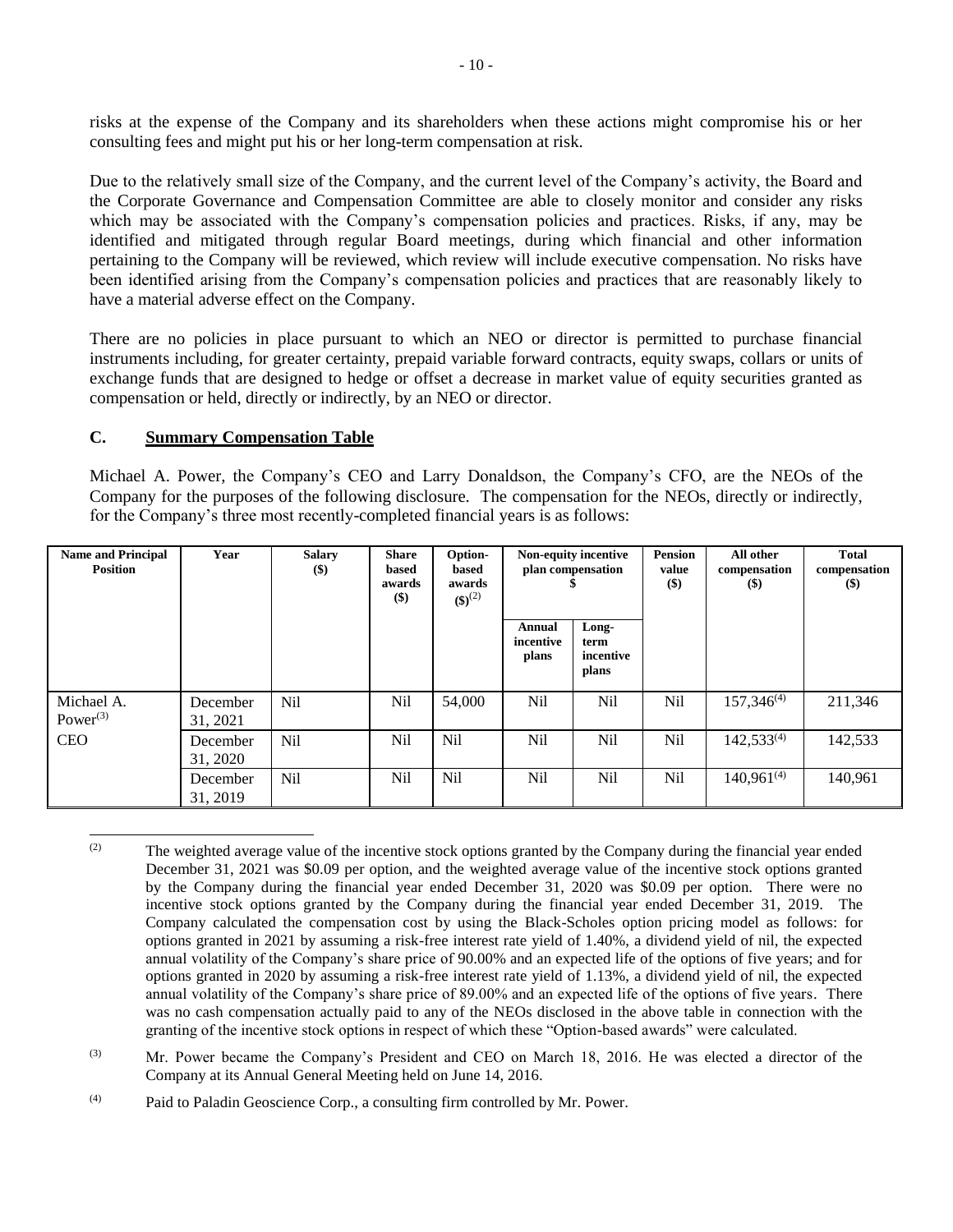risks at the expense of the Company and its shareholders when these actions might compromise his or her consulting fees and might put his or her long-term compensation at risk.

Due to the relatively small size of the Company, and the current level of the Company's activity, the Board and the Corporate Governance and Compensation Committee are able to closely monitor and consider any risks which may be associated with the Company's compensation policies and practices. Risks, if any, may be identified and mitigated through regular Board meetings, during which financial and other information pertaining to the Company will be reviewed, which review will include executive compensation. No risks have been identified arising from the Company's compensation policies and practices that are reasonably likely to have a material adverse effect on the Company.

There are no policies in place pursuant to which an NEO or director is permitted to purchase financial instruments including, for greater certainty, prepaid variable forward contracts, equity swaps, collars or units of exchange funds that are designed to hedge or offset a decrease in market value of equity securities granted as compensation or held, directly or indirectly, by an NEO or director.

## C. Summary Compensation Table

Michael A. Power, the Company's CEO and Larry Donaldson, the Company's CFO, are the NEOs of the Company for the purposes of the following disclosure. The compensation for the NEOs, directly or indirectly, for the Company's three most recently-completed financial years is as follows:

| Name and Principal Position | Year | Salary ($) | Share based awards ($) | Option-based awards ($)(2) | Non-equity incentive plan compensation $ | | Pension value ($) | All other compensation ($) | Total compensation ($) |
|---|---|---|---|---|---|---|---|---|---|
| | | | | | Annual incentive plans | Long-term incentive plans | | | |
| Michael A. Power(3) | December 31, 2021 | Nil | Nil | 54,000 | Nil | Nil | Nil | 157,346(4) | 211,346 |
| CEO | December 31, 2020 | Nil | Nil | Nil | Nil | Nil | Nil | 142,533(4) | 142,533 |
| | December 31, 2019 | Nil | Nil | Nil | Nil | Nil | Nil | 140,961(4) | 140,961 |

(2) The weighted average value of the incentive stock options granted by the Company during the financial year ended December 31, 2021 was $0.09 per option, and the weighted average value of the incentive stock options granted by the Company during the financial year ended December 31, 2020 was $0.09 per option. There were no incentive stock options granted by the Company during the financial year ended December 31, 2019. The Company calculated the compensation cost by using the Black-Scholes option pricing model as follows: for options granted in 2021 by assuming a risk-free interest rate yield of 1.40%, a dividend yield of nil, the expected annual volatility of the Company's share price of 90.00% and an expected life of the options of five years; and for options granted in 2020 by assuming a risk-free interest rate yield of 1.13%, a dividend yield of nil, the expected annual volatility of the Company's share price of 89.00% and an expected life of the options of five years. There was no cash compensation actually paid to any of the NEOs disclosed in the above table in connection with the granting of the incentive stock options in respect of which these "Option-based awards" were calculated.

(3) Mr. Power became the Company's President and CEO on March 18, 2016. He was elected a director of the Company at its Annual General Meeting held on June 14, 2016.

(4) Paid to Paladin Geoscience Corp., a consulting firm controlled by Mr. Power.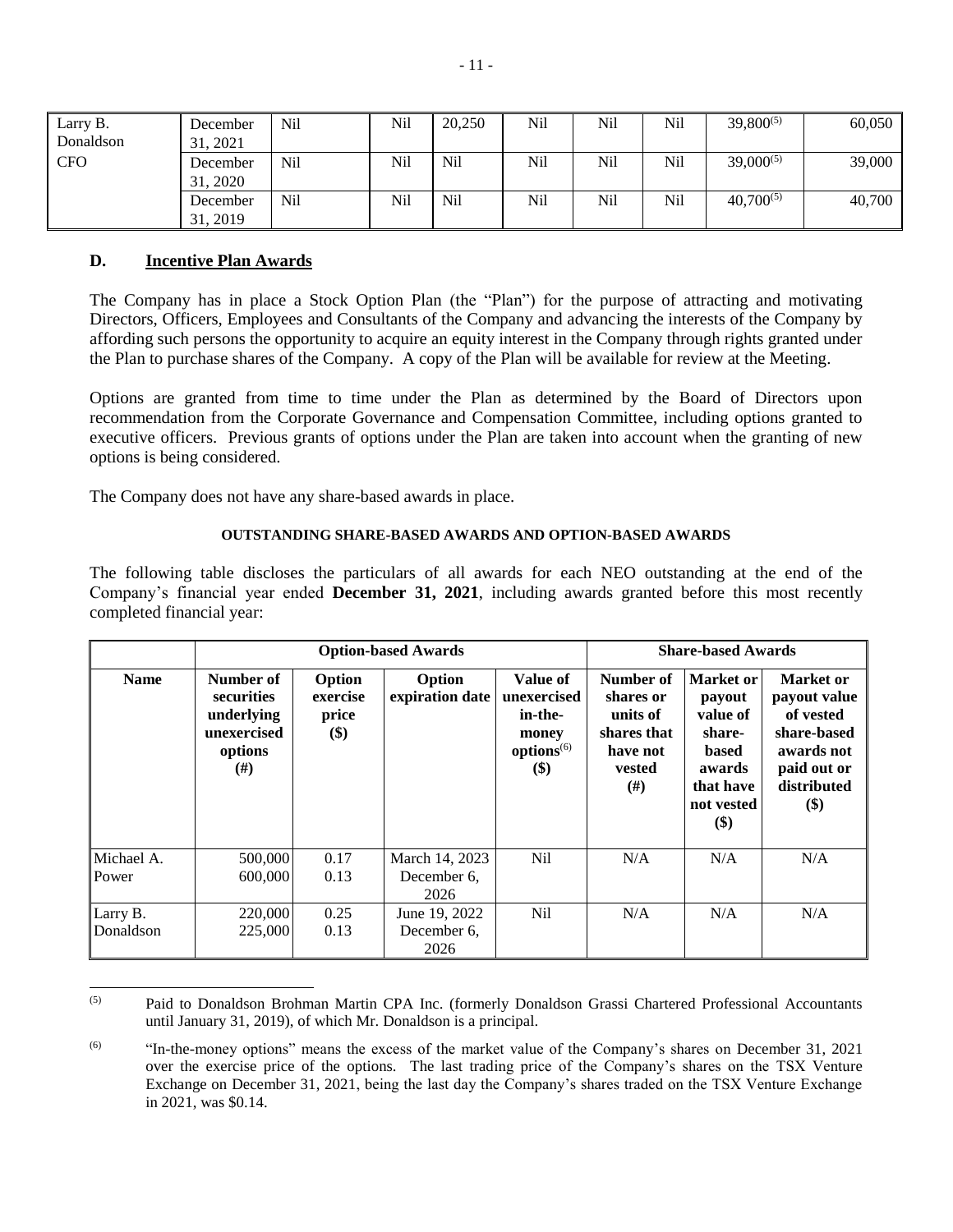| Larry B. Donaldson CFO | December 31, 2021 | Nil | Nil | 20,250 | Nil | Nil | Nil | 39,800[(5)] | 60,050 |
|---|---|---|---|---|---|---|---|---|---|
| | December 31, 2020 | Nil | Nil | Nil | Nil | Nil | Nil | 39,000[(5)] | 39,000 |
| | December 31, 2019 | Nil | Nil | Nil | Nil | Nil | Nil | 40,700[(5)] | 40,700 |

## D. Incentive Plan Awards

The Company has in place a Stock Option Plan (the "Plan") for the purpose of attracting and motivating Directors, Officers, Employees and Consultants of the Company and advancing the interests of the Company by affording such persons the opportunity to acquire an equity interest in the Company through rights granted under the Plan to purchase shares of the Company. A copy of the Plan will be available for review at the Meeting.

Options are granted from time to time under the Plan as determined by the Board of Directors upon recommendation from the Corporate Governance and Compensation Committee, including options granted to executive officers. Previous grants of options under the Plan are taken into account when the granting of new options is being considered.

The Company does not have any share-based awards in place.

**OUTSTANDING SHARE-BASED AWARDS AND OPTION-BASED AWARDS**

The following table discloses the particulars of all awards for each NEO outstanding at the end of the Company's financial year ended **December 31, 2021**, including awards granted before this most recently completed financial year:

| | Option-based Awards | | | | Share-based Awards | | |
|---|---|---|---|---|---|---|---|
| **Name** | **Number of securities underlying unexercised options (#)** | **Option exercise price ($)** | **Option expiration date** | **Value of unexercised in-the-money options[(6)] ($)** | **Number of shares or units of shares that have not vested (#)** | **Market or payout value of share-based awards that have not vested ($)** | **Market or payout value of vested share-based awards not paid out or distributed ($)** |
| Michael A. Power | 500,000<br>600,000 | 0.17<br>0.13 | March 14, 2023<br>December 6, 2026 | Nil | N/A | N/A | N/A |
| Larry B. Donaldson | 220,000<br>225,000 | 0.25<br>0.13 | June 19, 2022<br>December 6, 2026 | Nil | N/A | N/A | N/A |

(5) Paid to Donaldson Brohman Martin CPA Inc. (formerly Donaldson Grassi Chartered Professional Accountants until January 31, 2019), of which Mr. Donaldson is a principal.

(6) "In-the-money options" means the excess of the market value of the Company's shares on December 31, 2021 over the exercise price of the options. The last trading price of the Company's shares on the TSX Venture Exchange on December 31, 2021, being the last day the Company's shares traded on the TSX Venture Exchange in 2021, was $0.14.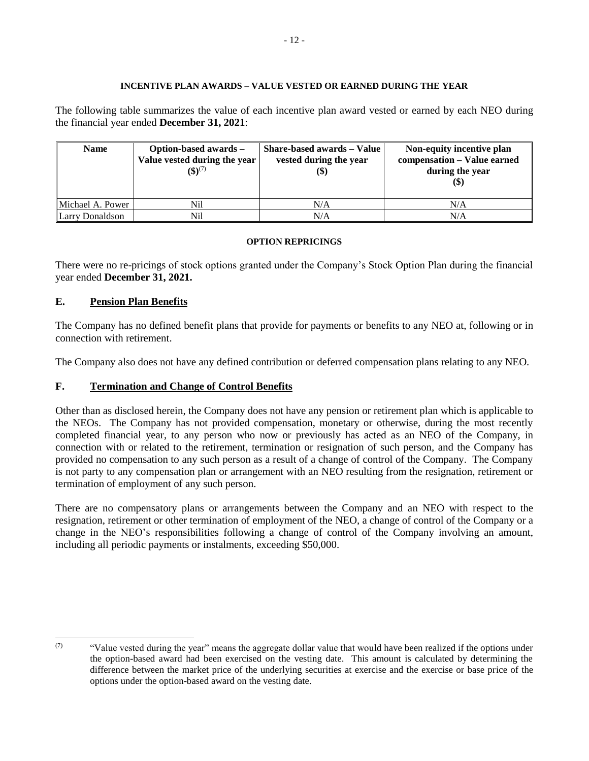#### INCENTIVE PLAN AWARDS – VALUE VESTED OR EARNED DURING THE YEAR

The following table summarizes the value of each incentive plan award vested or earned by each NEO during the financial year ended **December 31, 2021**:

| Name | Option-based awards – Value vested during the year ($)[7] | Share-based awards – Value vested during the year ($) | Non-equity incentive plan compensation – Value earned during the year ($) |
|---|---|---|---|
| Michael A. Power | Nil | N/A | N/A |
| Larry Donaldson | Nil | N/A | N/A |

#### OPTION REPRICINGS

There were no re-pricings of stock options granted under the Company's Stock Option Plan during the financial year ended **December 31, 2021.**

## E. Pension Plan Benefits

The Company has no defined benefit plans that provide for payments or benefits to any NEO at, following or in connection with retirement.

The Company also does not have any defined contribution or deferred compensation plans relating to any NEO.

## F. Termination and Change of Control Benefits

Other than as disclosed herein, the Company does not have any pension or retirement plan which is applicable to the NEOs. The Company has not provided compensation, monetary or otherwise, during the most recently completed financial year, to any person who now or previously has acted as an NEO of the Company, in connection with or related to the retirement, termination or resignation of such person, and the Company has provided no compensation to any such person as a result of a change of control of the Company. The Company is not party to any compensation plan or arrangement with an NEO resulting from the resignation, retirement or termination of employment of any such person.

There are no compensatory plans or arrangements between the Company and an NEO with respect to the resignation, retirement or other termination of employment of the NEO, a change of control of the Company or a change in the NEO's responsibilities following a change of control of the Company involving an amount, including all periodic payments or instalments, exceeding $50,000.

---

[7] "Value vested during the year" means the aggregate dollar value that would have been realized if the options under the option-based award had been exercised on the vesting date. This amount is calculated by determining the difference between the market price of the underlying securities at exercise and the exercise or base price of the options under the option-based award on the vesting date.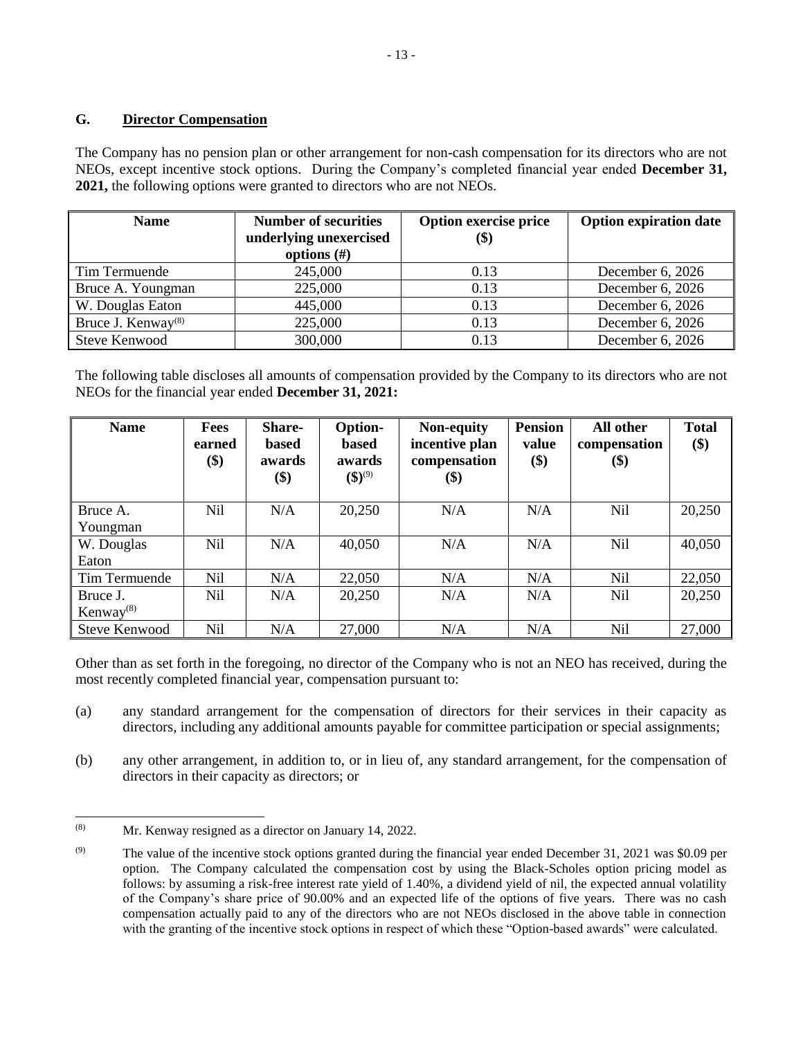### G. Director Compensation

The Company has no pension plan or other arrangement for non-cash compensation for its directors who are not NEOs, except incentive stock options. During the Company's completed financial year ended **December 31, 2021,** the following options were granted to directors who are not NEOs.

| Name | Number of securities underlying unexercised options (#) | Option exercise price ($) | Option expiration date |
|---|---|---|---|
| Tim Termuende | 245,000 | 0.13 | December 6, 2026 |
| Bruce A. Youngman | 225,000 | 0.13 | December 6, 2026 |
| W. Douglas Eaton | 445,000 | 0.13 | December 6, 2026 |
| Bruce J. Kenway[(8)] | 225,000 | 0.13 | December 6, 2026 |
| Steve Kenwood | 300,000 | 0.13 | December 6, 2026 |

The following table discloses all amounts of compensation provided by the Company to its directors who are not NEOs for the financial year ended **December 31, 2021:**

| Name | Fees earned ($) | Share-based awards ($) | Option-based awards ($)[(9)] | Non-equity incentive plan compensation ($) | Pension value ($) | All other compensation ($) | Total ($) |
|---|---|---|---|---|---|---|---|
| Bruce A. Youngman | Nil | N/A | 20,250 | N/A | N/A | Nil | 20,250 |
| W. Douglas Eaton | Nil | N/A | 40,050 | N/A | N/A | Nil | 40,050 |
| Tim Termuende | Nil | N/A | 22,050 | N/A | N/A | Nil | 22,050 |
| Bruce J. Kenway[(8)] | Nil | N/A | 20,250 | N/A | N/A | Nil | 20,250 |
| Steve Kenwood | Nil | N/A | 27,000 | N/A | N/A | Nil | 27,000 |

Other than as set forth in the foregoing, no director of the Company who is not an NEO has received, during the most recently completed financial year, compensation pursuant to:

(a) any standard arrangement for the compensation of directors for their services in their capacity as directors, including any additional amounts payable for committee participation or special assignments;

(b) any other arrangement, in addition to, or in lieu of, any standard arrangement, for the compensation of directors in their capacity as directors; or

---

(8) Mr. Kenway resigned as a director on January 14, 2022.

(9) The value of the incentive stock options granted during the financial year ended December 31, 2021 was $0.09 per option. The Company calculated the compensation cost by using the Black-Scholes option pricing model as follows: by assuming a risk-free interest rate yield of 1.40%, a dividend yield of nil, the expected annual volatility of the Company's share price of 90.00% and an expected life of the options of five years. There was no cash compensation actually paid to any of the directors who are not NEOs disclosed in the above table in connection with the granting of the incentive stock options in respect of which these "Option-based awards" were calculated.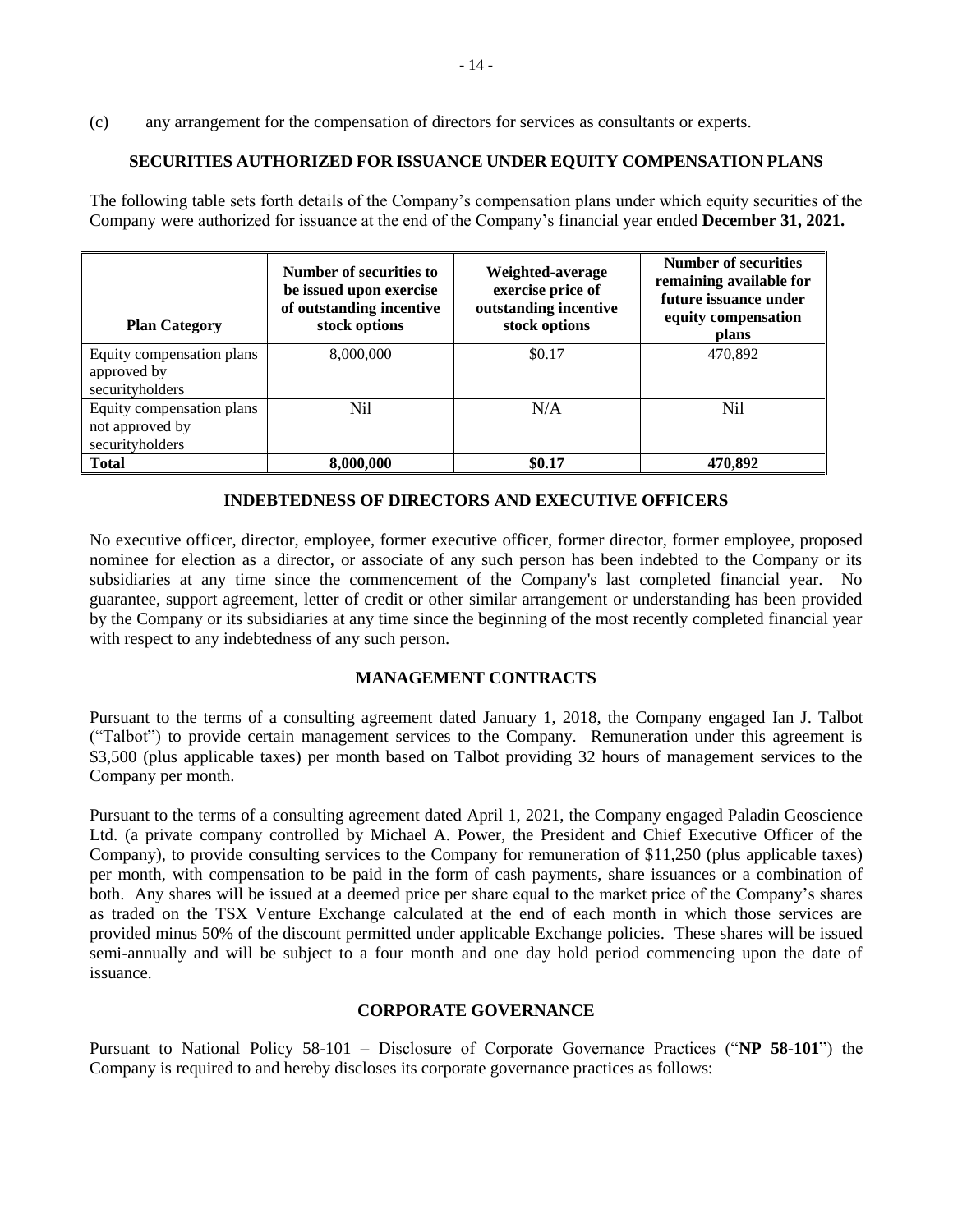(c) any arrangement for the compensation of directors for services as consultants or experts.

## SECURITIES AUTHORIZED FOR ISSUANCE UNDER EQUITY COMPENSATION PLANS

The following table sets forth details of the Company's compensation plans under which equity securities of the Company were authorized for issuance at the end of the Company's financial year ended **December 31, 2021.**

| Plan Category | Number of securities to be issued upon exercise of outstanding incentive stock options | Weighted-average exercise price of outstanding incentive stock options | Number of securities remaining available for future issuance under equity compensation plans |
|---|---|---|---|
| Equity compensation plans approved by securityholders | 8,000,000 | $0.17 | 470,892 |
| Equity compensation plans not approved by securityholders | Nil | N/A | Nil |
| **Total** | **8,000,000** | **$0.17** | **470,892** |

## INDEBTEDNESS OF DIRECTORS AND EXECUTIVE OFFICERS

No executive officer, director, employee, former executive officer, former director, former employee, proposed nominee for election as a director, or associate of any such person has been indebted to the Company or its subsidiaries at any time since the commencement of the Company's last completed financial year. No guarantee, support agreement, letter of credit or other similar arrangement or understanding has been provided by the Company or its subsidiaries at any time since the beginning of the most recently completed financial year with respect to any indebtedness of any such person.

## MANAGEMENT CONTRACTS

Pursuant to the terms of a consulting agreement dated January 1, 2018, the Company engaged Ian J. Talbot ("Talbot") to provide certain management services to the Company. Remuneration under this agreement is $3,500 (plus applicable taxes) per month based on Talbot providing 32 hours of management services to the Company per month.

Pursuant to the terms of a consulting agreement dated April 1, 2021, the Company engaged Paladin Geoscience Ltd. (a private company controlled by Michael A. Power, the President and Chief Executive Officer of the Company), to provide consulting services to the Company for remuneration of $11,250 (plus applicable taxes) per month, with compensation to be paid in the form of cash payments, share issuances or a combination of both. Any shares will be issued at a deemed price per share equal to the market price of the Company's shares as traded on the TSX Venture Exchange calculated at the end of each month in which those services are provided minus 50% of the discount permitted under applicable Exchange policies. These shares will be issued semi-annually and will be subject to a four month and one day hold period commencing upon the date of issuance.

## CORPORATE GOVERNANCE

Pursuant to National Policy 58-101 – Disclosure of Corporate Governance Practices ("**NP 58-101**") the Company is required to and hereby discloses its corporate governance practices as follows: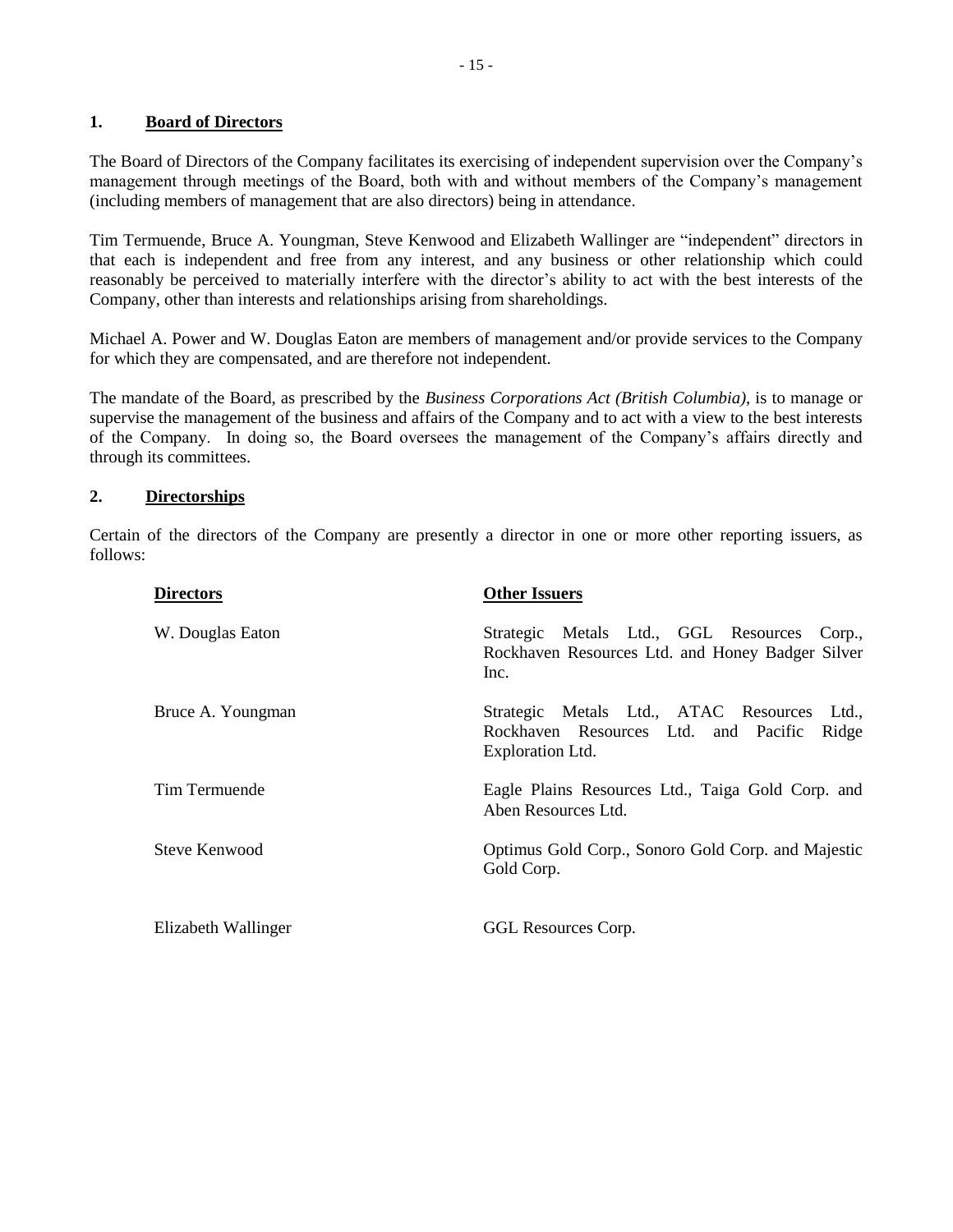## 1. **Board of Directors**

The Board of Directors of the Company facilitates its exercising of independent supervision over the Company's management through meetings of the Board, both with and without members of the Company's management (including members of management that are also directors) being in attendance.

Tim Termuende, Bruce A. Youngman, Steve Kenwood and Elizabeth Wallinger are "independent" directors in that each is independent and free from any interest, and any business or other relationship which could reasonably be perceived to materially interfere with the director's ability to act with the best interests of the Company, other than interests and relationships arising from shareholdings.

Michael A. Power and W. Douglas Eaton are members of management and/or provide services to the Company for which they are compensated, and are therefore not independent.

The mandate of the Board, as prescribed by the *Business Corporations Act (British Columbia)*, is to manage or supervise the management of the business and affairs of the Company and to act with a view to the best interests of the Company. In doing so, the Board oversees the management of the Company's affairs directly and through its committees.

## 2. **Directorships**

Certain of the directors of the Company are presently a director in one or more other reporting issuers, as follows:

| **Directors** | **Other Issuers** |
|---|---|
| W. Douglas Eaton | Strategic Metals Ltd., GGL Resources Corp., Rockhaven Resources Ltd. and Honey Badger Silver Inc. |
| Bruce A. Youngman | Strategic Metals Ltd., ATAC Resources Ltd., Rockhaven Resources Ltd. and Pacific Ridge Exploration Ltd. |
| Tim Termuende | Eagle Plains Resources Ltd., Taiga Gold Corp. and Aben Resources Ltd. |
| Steve Kenwood | Optimus Gold Corp., Sonoro Gold Corp. and Majestic Gold Corp. |
| Elizabeth Wallinger | GGL Resources Corp. |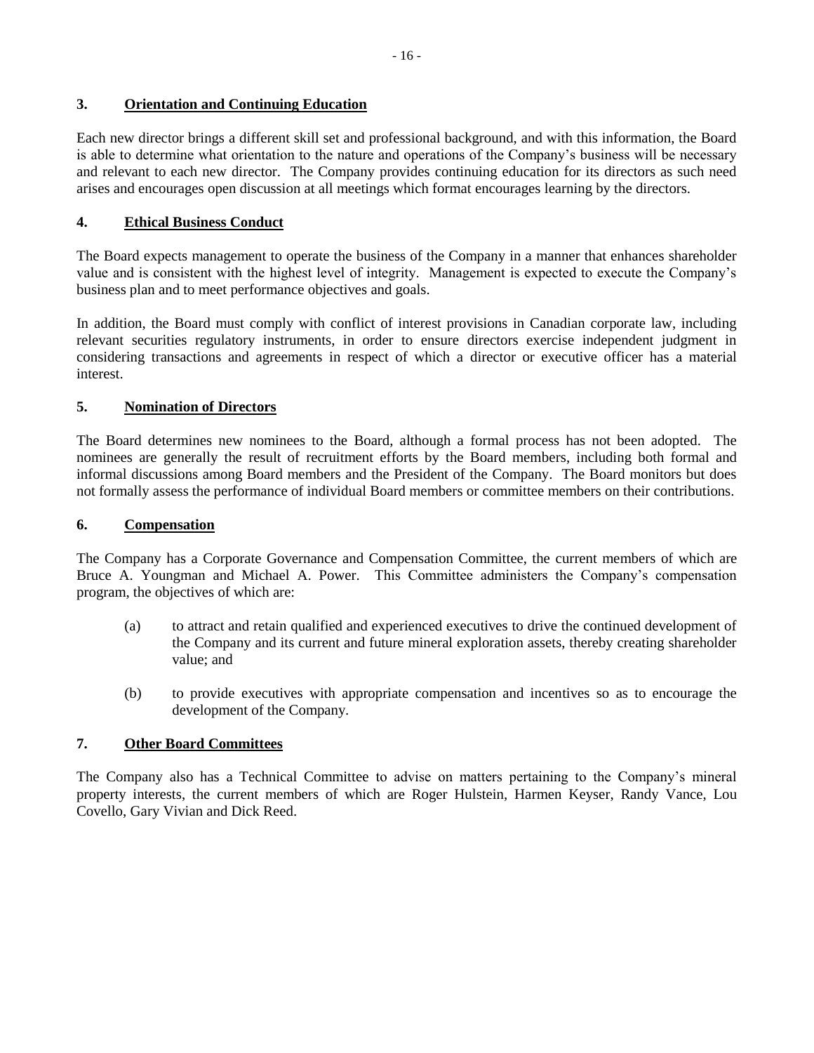## 3. Orientation and Continuing Education

Each new director brings a different skill set and professional background, and with this information, the Board is able to determine what orientation to the nature and operations of the Company's business will be necessary and relevant to each new director. The Company provides continuing education for its directors as such need arises and encourages open discussion at all meetings which format encourages learning by the directors.

## 4. Ethical Business Conduct

The Board expects management to operate the business of the Company in a manner that enhances shareholder value and is consistent with the highest level of integrity. Management is expected to execute the Company's business plan and to meet performance objectives and goals.

In addition, the Board must comply with conflict of interest provisions in Canadian corporate law, including relevant securities regulatory instruments, in order to ensure directors exercise independent judgment in considering transactions and agreements in respect of which a director or executive officer has a material interest.

## 5. Nomination of Directors

The Board determines new nominees to the Board, although a formal process has not been adopted. The nominees are generally the result of recruitment efforts by the Board members, including both formal and informal discussions among Board members and the President of the Company. The Board monitors but does not formally assess the performance of individual Board members or committee members on their contributions.

## 6. Compensation

The Company has a Corporate Governance and Compensation Committee, the current members of which are Bruce A. Youngman and Michael A. Power. This Committee administers the Company's compensation program, the objectives of which are:

(a) to attract and retain qualified and experienced executives to drive the continued development of the Company and its current and future mineral exploration assets, thereby creating shareholder value; and

(b) to provide executives with appropriate compensation and incentives so as to encourage the development of the Company.

## 7. Other Board Committees

The Company also has a Technical Committee to advise on matters pertaining to the Company's mineral property interests, the current members of which are Roger Hulstein, Harmen Keyser, Randy Vance, Lou Covello, Gary Vivian and Dick Reed.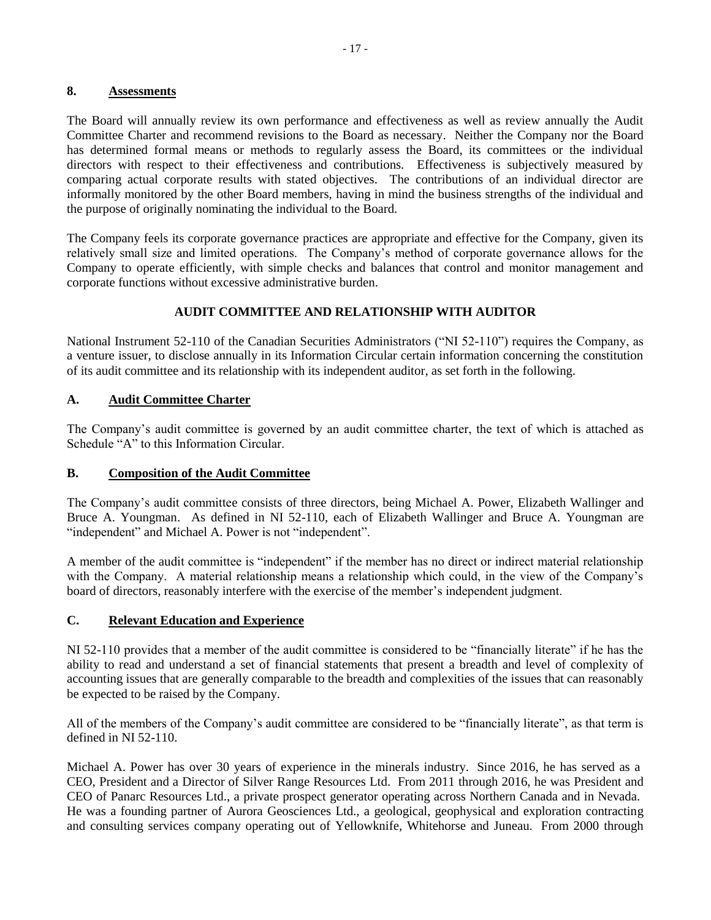## 8. Assessments

The Board will annually review its own performance and effectiveness as well as review annually the Audit Committee Charter and recommend revisions to the Board as necessary. Neither the Company nor the Board has determined formal means or methods to regularly assess the Board, its committees or the individual directors with respect to their effectiveness and contributions. Effectiveness is subjectively measured by comparing actual corporate results with stated objectives. The contributions of an individual director are informally monitored by the other Board members, having in mind the business strengths of the individual and the purpose of originally nominating the individual to the Board.

The Company feels its corporate governance practices are appropriate and effective for the Company, given its relatively small size and limited operations. The Company's method of corporate governance allows for the Company to operate efficiently, with simple checks and balances that control and monitor management and corporate functions without excessive administrative burden.

# AUDIT COMMITTEE AND RELATIONSHIP WITH AUDITOR

National Instrument 52-110 of the Canadian Securities Administrators ("NI 52-110") requires the Company, as a venture issuer, to disclose annually in its Information Circular certain information concerning the constitution of its audit committee and its relationship with its independent auditor, as set forth in the following.

## A. Audit Committee Charter

The Company's audit committee is governed by an audit committee charter, the text of which is attached as Schedule "A" to this Information Circular.

## B. Composition of the Audit Committee

The Company's audit committee consists of three directors, being Michael A. Power, Elizabeth Wallinger and Bruce A. Youngman. As defined in NI 52-110, each of Elizabeth Wallinger and Bruce A. Youngman are "independent" and Michael A. Power is not "independent".

A member of the audit committee is "independent" if the member has no direct or indirect material relationship with the Company. A material relationship means a relationship which could, in the view of the Company's board of directors, reasonably interfere with the exercise of the member's independent judgment.

## C. Relevant Education and Experience

NI 52-110 provides that a member of the audit committee is considered to be "financially literate" if he has the ability to read and understand a set of financial statements that present a breadth and level of complexity of accounting issues that are generally comparable to the breadth and complexities of the issues that can reasonably be expected to be raised by the Company.

All of the members of the Company's audit committee are considered to be "financially literate", as that term is defined in NI 52-110.

Michael A. Power has over 30 years of experience in the minerals industry. Since 2016, he has served as a CEO, President and a Director of Silver Range Resources Ltd. From 2011 through 2016, he was President and CEO of Panarc Resources Ltd., a private prospect generator operating across Northern Canada and in Nevada. He was a founding partner of Aurora Geosciences Ltd., a geological, geophysical and exploration contracting and consulting services company operating out of Yellowknife, Whitehorse and Juneau. From 2000 through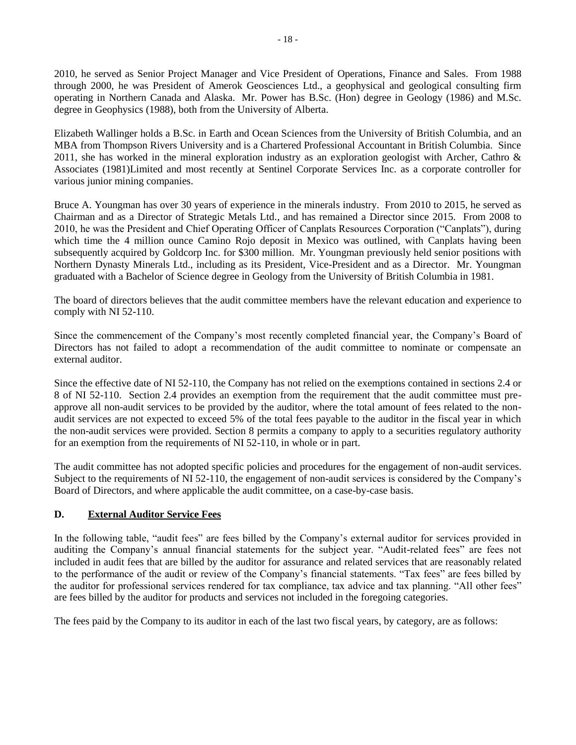2010, he served as Senior Project Manager and Vice President of Operations, Finance and Sales. From 1988 through 2000, he was President of Amerok Geosciences Ltd., a geophysical and geological consulting firm operating in Northern Canada and Alaska. Mr. Power has B.Sc. (Hon) degree in Geology (1986) and M.Sc. degree in Geophysics (1988), both from the University of Alberta.

Elizabeth Wallinger holds a B.Sc. in Earth and Ocean Sciences from the University of British Columbia, and an MBA from Thompson Rivers University and is a Chartered Professional Accountant in British Columbia. Since 2011, she has worked in the mineral exploration industry as an exploration geologist with Archer, Cathro & Associates (1981)Limited and most recently at Sentinel Corporate Services Inc. as a corporate controller for various junior mining companies.

Bruce A. Youngman has over 30 years of experience in the minerals industry. From 2010 to 2015, he served as Chairman and as a Director of Strategic Metals Ltd., and has remained a Director since 2015. From 2008 to 2010, he was the President and Chief Operating Officer of Canplats Resources Corporation ("Canplats"), during which time the 4 million ounce Camino Rojo deposit in Mexico was outlined, with Canplats having been subsequently acquired by Goldcorp Inc. for $300 million. Mr. Youngman previously held senior positions with Northern Dynasty Minerals Ltd., including as its President, Vice-President and as a Director. Mr. Youngman graduated with a Bachelor of Science degree in Geology from the University of British Columbia in 1981.

The board of directors believes that the audit committee members have the relevant education and experience to comply with NI 52-110.

Since the commencement of the Company's most recently completed financial year, the Company's Board of Directors has not failed to adopt a recommendation of the audit committee to nominate or compensate an external auditor.

Since the effective date of NI 52-110, the Company has not relied on the exemptions contained in sections 2.4 or 8 of NI 52-110. Section 2.4 provides an exemption from the requirement that the audit committee must pre-approve all non-audit services to be provided by the auditor, where the total amount of fees related to the non-audit services are not expected to exceed 5% of the total fees payable to the auditor in the fiscal year in which the non-audit services were provided. Section 8 permits a company to apply to a securities regulatory authority for an exemption from the requirements of NI 52-110, in whole or in part.

The audit committee has not adopted specific policies and procedures for the engagement of non-audit services. Subject to the requirements of NI 52-110, the engagement of non-audit services is considered by the Company's Board of Directors, and where applicable the audit committee, on a case-by-case basis.

## D. External Auditor Service Fees

In the following table, "audit fees" are fees billed by the Company's external auditor for services provided in auditing the Company's annual financial statements for the subject year. "Audit-related fees" are fees not included in audit fees that are billed by the auditor for assurance and related services that are reasonably related to the performance of the audit or review of the Company's financial statements. "Tax fees" are fees billed by the auditor for professional services rendered for tax compliance, tax advice and tax planning. "All other fees" are fees billed by the auditor for products and services not included in the foregoing categories.

The fees paid by the Company to its auditor in each of the last two fiscal years, by category, are as follows: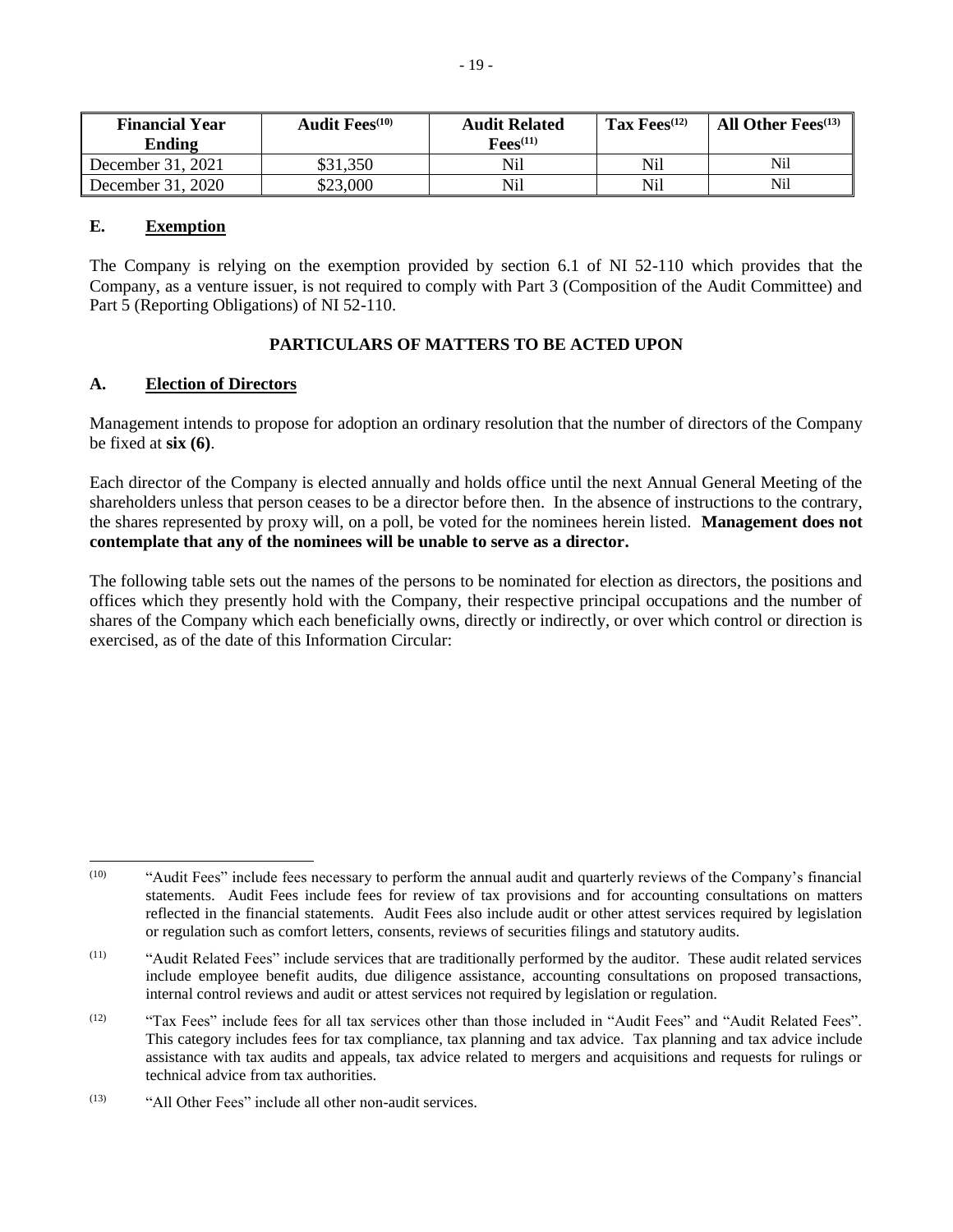| Financial Year Ending | Audit Fees[10] | Audit Related Fees[11] | Tax Fees[12] | All Other Fees[13] |
|---|---|---|---|---|
| December 31, 2021 | $31,350 | Nil | Nil | Nil |
| December 31, 2020 | $23,000 | Nil | Nil | Nil |

## E. Exemption

The Company is relying on the exemption provided by section 6.1 of NI 52-110 which provides that the Company, as a venture issuer, is not required to comply with Part 3 (Composition of the Audit Committee) and Part 5 (Reporting Obligations) of NI 52-110.

# PARTICULARS OF MATTERS TO BE ACTED UPON

## A. Election of Directors

Management intends to propose for adoption an ordinary resolution that the number of directors of the Company be fixed at **six (6)**.

Each director of the Company is elected annually and holds office until the next Annual General Meeting of the shareholders unless that person ceases to be a director before then. In the absence of instructions to the contrary, the shares represented by proxy will, on a poll, be voted for the nominees herein listed. **Management does not contemplate that any of the nominees will be unable to serve as a director.**

The following table sets out the names of the persons to be nominated for election as directors, the positions and offices which they presently hold with the Company, their respective principal occupations and the number of shares of the Company which each beneficially owns, directly or indirectly, or over which control or direction is exercised, as of the date of this Information Circular:

---

[10] "Audit Fees" include fees necessary to perform the annual audit and quarterly reviews of the Company's financial statements. Audit Fees include fees for review of tax provisions and for accounting consultations on matters reflected in the financial statements. Audit Fees also include audit or other attest services required by legislation or regulation such as comfort letters, consents, reviews of securities filings and statutory audits.

[11] "Audit Related Fees" include services that are traditionally performed by the auditor. These audit related services include employee benefit audits, due diligence assistance, accounting consultations on proposed transactions, internal control reviews and audit or attest services not required by legislation or regulation.

[12] "Tax Fees" include fees for all tax services other than those included in "Audit Fees" and "Audit Related Fees". This category includes fees for tax compliance, tax planning and tax advice. Tax planning and tax advice include assistance with tax audits and appeals, tax advice related to mergers and acquisitions and requests for rulings or technical advice from tax authorities.

[13] "All Other Fees" include all other non-audit services.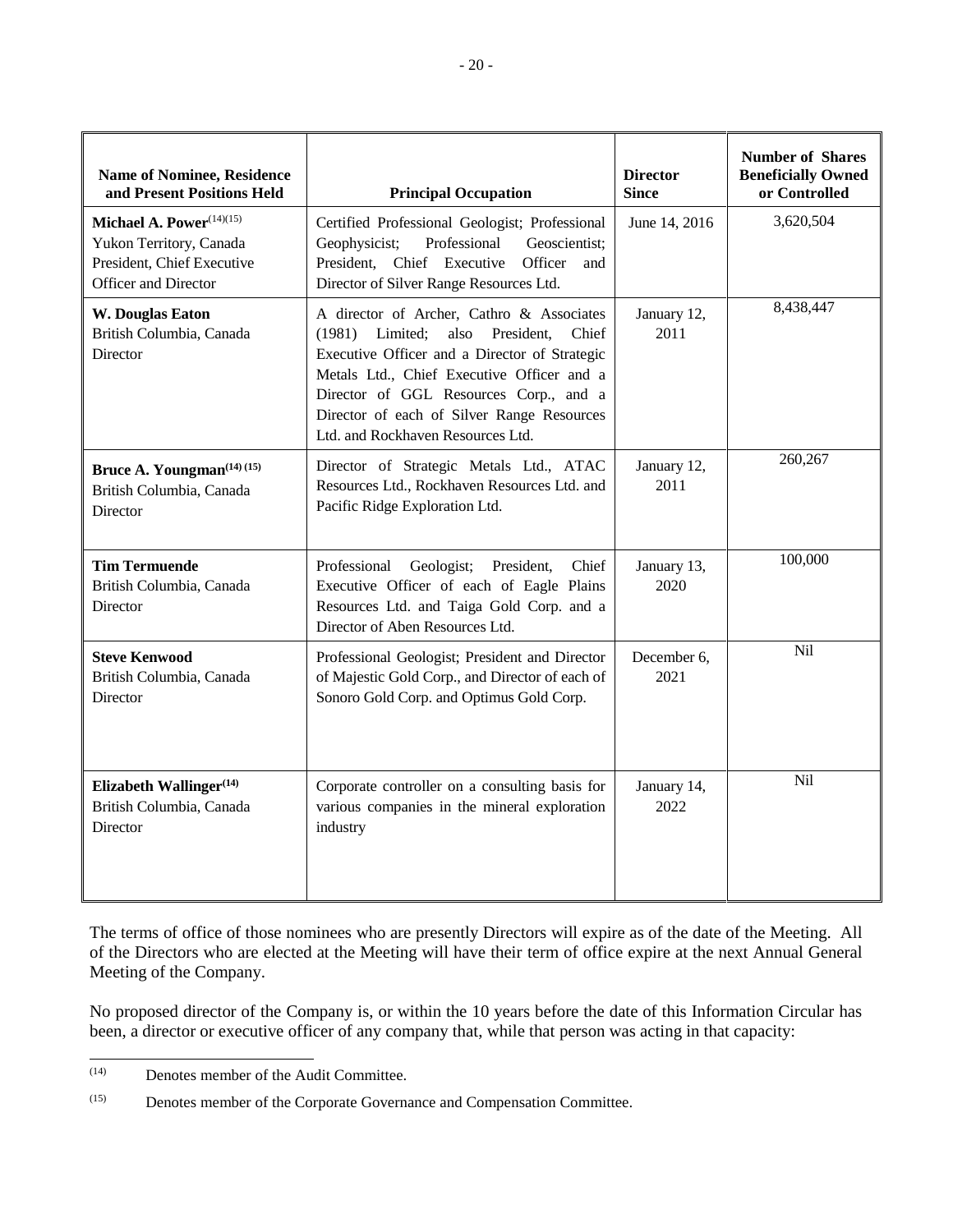| Name of Nominee, Residence and Present Positions Held | Principal Occupation | Director Since | Number of Shares Beneficially Owned or Controlled |
|---|---|---|---|
| **Michael A. Power**[14][15]<br>Yukon Territory, Canada<br>President, Chief Executive Officer and Director | Certified Professional Geologist; Professional Geophysicist; Professional Geoscientist; President, Chief Executive Officer and Director of Silver Range Resources Ltd. | June 14, 2016 | 3,620,504 |
| **W. Douglas Eaton**<br>British Columbia, Canada<br>Director | A director of Archer, Cathro & Associates (1981) Limited; also President, Chief Executive Officer and a Director of Strategic Metals Ltd., Chief Executive Officer and a Director of GGL Resources Corp., and a Director of each of Silver Range Resources Ltd. and Rockhaven Resources Ltd. | January 12, 2011 | 8,438,447 |
| **Bruce A. Youngman**[14][15]<br>British Columbia, Canada<br>Director | Director of Strategic Metals Ltd., ATAC Resources Ltd., Rockhaven Resources Ltd. and Pacific Ridge Exploration Ltd. | January 12, 2011 | 260,267 |
| **Tim Termuende**<br>British Columbia, Canada<br>Director | Professional Geologist; President, Chief Executive Officer of each of Eagle Plains Resources Ltd. and Taiga Gold Corp. and a Director of Aben Resources Ltd. | January 13, 2020 | 100,000 |
| **Steve Kenwood**<br>British Columbia, Canada<br>Director | Professional Geologist; President and Director of Majestic Gold Corp., and Director of each of Sonoro Gold Corp. and Optimus Gold Corp. | December 6, 2021 | Nil |
| **Elizabeth Wallinger**[14]<br>British Columbia, Canada<br>Director | Corporate controller on a consulting basis for various companies in the mineral exploration industry | January 14, 2022 | Nil |

The terms of office of those nominees who are presently Directors will expire as of the date of the Meeting. All of the Directors who are elected at the Meeting will have their term of office expire at the next Annual General Meeting of the Company.

No proposed director of the Company is, or within the 10 years before the date of this Information Circular has been, a director or executive officer of any company that, while that person was acting in that capacity:

---

[14] Denotes member of the Audit Committee.

[15] Denotes member of the Corporate Governance and Compensation Committee.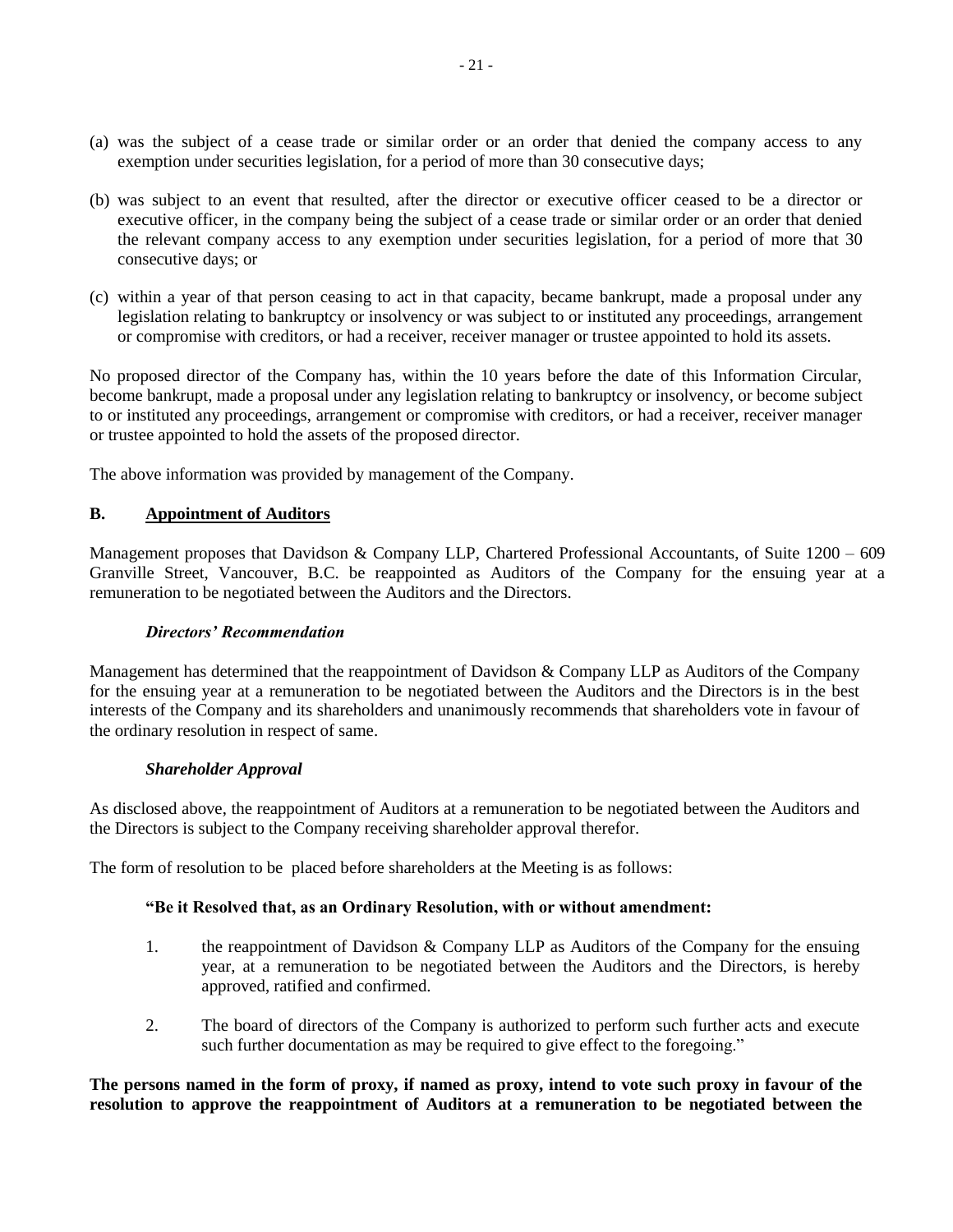(a) was the subject of a cease trade or similar order or an order that denied the company access to any exemption under securities legislation, for a period of more than 30 consecutive days;

(b) was subject to an event that resulted, after the director or executive officer ceased to be a director or executive officer, in the company being the subject of a cease trade or similar order or an order that denied the relevant company access to any exemption under securities legislation, for a period of more that 30 consecutive days; or

(c) within a year of that person ceasing to act in that capacity, became bankrupt, made a proposal under any legislation relating to bankruptcy or insolvency or was subject to or instituted any proceedings, arrangement or compromise with creditors, or had a receiver, receiver manager or trustee appointed to hold its assets.

No proposed director of the Company has, within the 10 years before the date of this Information Circular, become bankrupt, made a proposal under any legislation relating to bankruptcy or insolvency, or become subject to or instituted any proceedings, arrangement or compromise with creditors, or had a receiver, receiver manager or trustee appointed to hold the assets of the proposed director.

The above information was provided by management of the Company.

## B. Appointment of Auditors

Management proposes that Davidson & Company LLP, Chartered Professional Accountants, of Suite 1200 – 609 Granville Street, Vancouver, B.C. be reappointed as Auditors of the Company for the ensuing year at a remuneration to be negotiated between the Auditors and the Directors.

### *Directors' Recommendation*

Management has determined that the reappointment of Davidson & Company LLP as Auditors of the Company for the ensuing year at a remuneration to be negotiated between the Auditors and the Directors is in the best interests of the Company and its shareholders and unanimously recommends that shareholders vote in favour of the ordinary resolution in respect of same.

### *Shareholder Approval*

As disclosed above, the reappointment of Auditors at a remuneration to be negotiated between the Auditors and the Directors is subject to the Company receiving shareholder approval therefor.

The form of resolution to be placed before shareholders at the Meeting is as follows:

**"Be it Resolved that, as an Ordinary Resolution, with or without amendment:**

1. the reappointment of Davidson & Company LLP as Auditors of the Company for the ensuing year, at a remuneration to be negotiated between the Auditors and the Directors, is hereby approved, ratified and confirmed.

2. The board of directors of the Company is authorized to perform such further acts and execute such further documentation as may be required to give effect to the foregoing."

**The persons named in the form of proxy, if named as proxy, intend to vote such proxy in favour of the resolution to approve the reappointment of Auditors at a remuneration to be negotiated between the**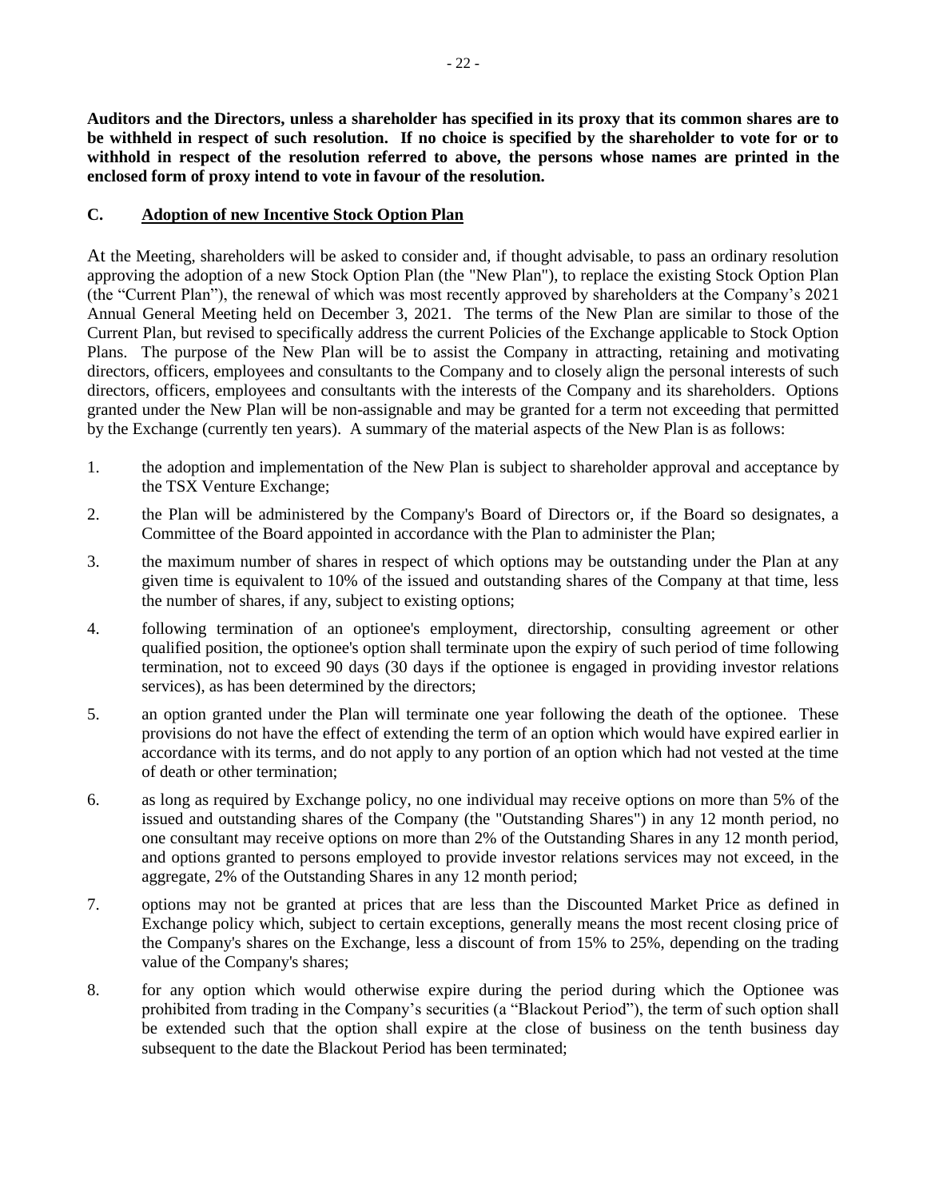**Auditors and the Directors, unless a shareholder has specified in its proxy that its common shares are to be withheld in respect of such resolution. If no choice is specified by the shareholder to vote for or to withhold in respect of the resolution referred to above, the persons whose names are printed in the enclosed form of proxy intend to vote in favour of the resolution.**

## C. Adoption of new Incentive Stock Option Plan

At the Meeting, shareholders will be asked to consider and, if thought advisable, to pass an ordinary resolution approving the adoption of a new Stock Option Plan (the "New Plan"), to replace the existing Stock Option Plan (the "Current Plan"), the renewal of which was most recently approved by shareholders at the Company's 2021 Annual General Meeting held on December 3, 2021. The terms of the New Plan are similar to those of the Current Plan, but revised to specifically address the current Policies of the Exchange applicable to Stock Option Plans. The purpose of the New Plan will be to assist the Company in attracting, retaining and motivating directors, officers, employees and consultants to the Company and to closely align the personal interests of such directors, officers, employees and consultants with the interests of the Company and its shareholders. Options granted under the New Plan will be non-assignable and may be granted for a term not exceeding that permitted by the Exchange (currently ten years). A summary of the material aspects of the New Plan is as follows:

1. the adoption and implementation of the New Plan is subject to shareholder approval and acceptance by the TSX Venture Exchange;
2. the Plan will be administered by the Company's Board of Directors or, if the Board so designates, a Committee of the Board appointed in accordance with the Plan to administer the Plan;
3. the maximum number of shares in respect of which options may be outstanding under the Plan at any given time is equivalent to 10% of the issued and outstanding shares of the Company at that time, less the number of shares, if any, subject to existing options;
4. following termination of an optionee's employment, directorship, consulting agreement or other qualified position, the optionee's option shall terminate upon the expiry of such period of time following termination, not to exceed 90 days (30 days if the optionee is engaged in providing investor relations services), as has been determined by the directors;
5. an option granted under the Plan will terminate one year following the death of the optionee. These provisions do not have the effect of extending the term of an option which would have expired earlier in accordance with its terms, and do not apply to any portion of an option which had not vested at the time of death or other termination;
6. as long as required by Exchange policy, no one individual may receive options on more than 5% of the issued and outstanding shares of the Company (the "Outstanding Shares") in any 12 month period, no one consultant may receive options on more than 2% of the Outstanding Shares in any 12 month period, and options granted to persons employed to provide investor relations services may not exceed, in the aggregate, 2% of the Outstanding Shares in any 12 month period;
7. options may not be granted at prices that are less than the Discounted Market Price as defined in Exchange policy which, subject to certain exceptions, generally means the most recent closing price of the Company's shares on the Exchange, less a discount of from 15% to 25%, depending on the trading value of the Company's shares;
8. for any option which would otherwise expire during the period during which the Optionee was prohibited from trading in the Company's securities (a "Blackout Period"), the term of such option shall be extended such that the option shall expire at the close of business on the tenth business day subsequent to the date the Blackout Period has been terminated;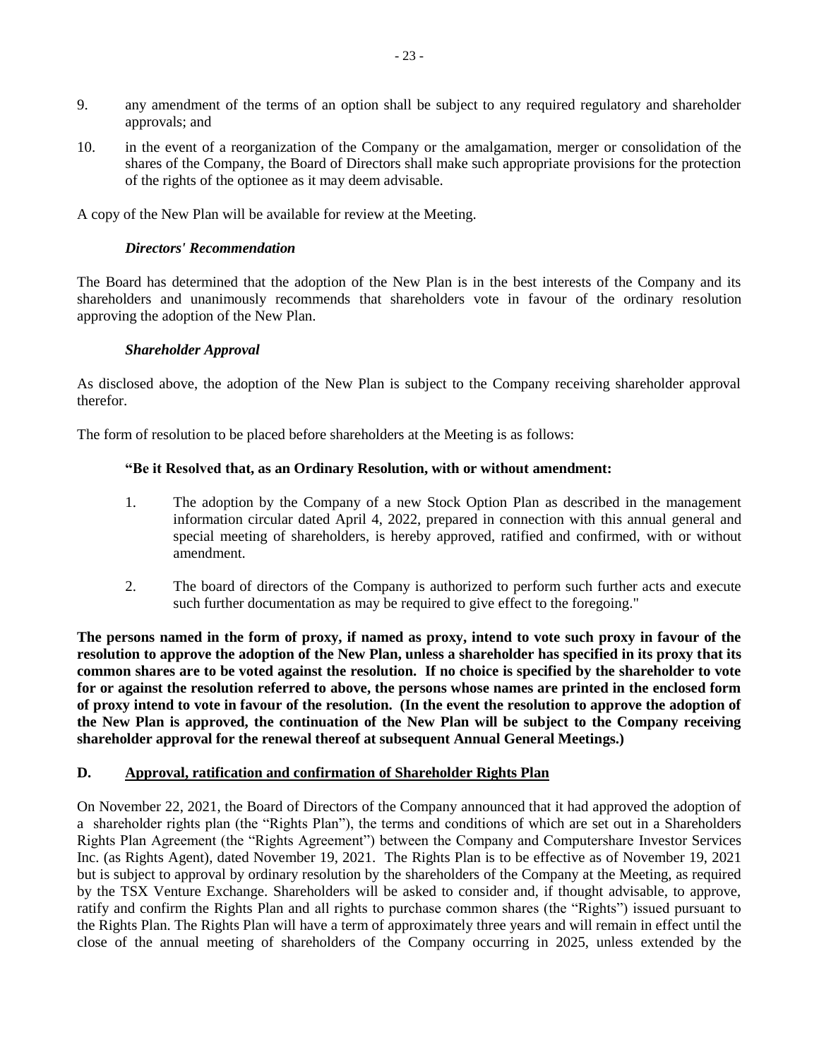9. any amendment of the terms of an option shall be subject to any required regulatory and shareholder approvals; and

10. in the event of a reorganization of the Company or the amalgamation, merger or consolidation of the shares of the Company, the Board of Directors shall make such appropriate provisions for the protection of the rights of the optionee as it may deem advisable.

A copy of the New Plan will be available for review at the Meeting.

***Directors' Recommendation***

The Board has determined that the adoption of the New Plan is in the best interests of the Company and its shareholders and unanimously recommends that shareholders vote in favour of the ordinary resolution approving the adoption of the New Plan.

***Shareholder Approval***

As disclosed above, the adoption of the New Plan is subject to the Company receiving shareholder approval therefor.

The form of resolution to be placed before shareholders at the Meeting is as follows:

**"Be it Resolved that, as an Ordinary Resolution, with or without amendment:**

1. The adoption by the Company of a new Stock Option Plan as described in the management information circular dated April 4, 2022, prepared in connection with this annual general and special meeting of shareholders, is hereby approved, ratified and confirmed, with or without amendment.

2. The board of directors of the Company is authorized to perform such further acts and execute such further documentation as may be required to give effect to the foregoing."

**The persons named in the form of proxy, if named as proxy, intend to vote such proxy in favour of the resolution to approve the adoption of the New Plan, unless a shareholder has specified in its proxy that its common shares are to be voted against the resolution. If no choice is specified by the shareholder to vote for or against the resolution referred to above, the persons whose names are printed in the enclosed form of proxy intend to vote in favour of the resolution. (In the event the resolution to approve the adoption of the New Plan is approved, the continuation of the New Plan will be subject to the Company receiving shareholder approval for the renewal thereof at subsequent Annual General Meetings.)**

## D. Approval, ratification and confirmation of Shareholder Rights Plan

On November 22, 2021, the Board of Directors of the Company announced that it had approved the adoption of a shareholder rights plan (the "Rights Plan"), the terms and conditions of which are set out in a Shareholders Rights Plan Agreement (the "Rights Agreement") between the Company and Computershare Investor Services Inc. (as Rights Agent), dated November 19, 2021. The Rights Plan is to be effective as of November 19, 2021 but is subject to approval by ordinary resolution by the shareholders of the Company at the Meeting, as required by the TSX Venture Exchange. Shareholders will be asked to consider and, if thought advisable, to approve, ratify and confirm the Rights Plan and all rights to purchase common shares (the "Rights") issued pursuant to the Rights Plan. The Rights Plan will have a term of approximately three years and will remain in effect until the close of the annual meeting of shareholders of the Company occurring in 2025, unless extended by the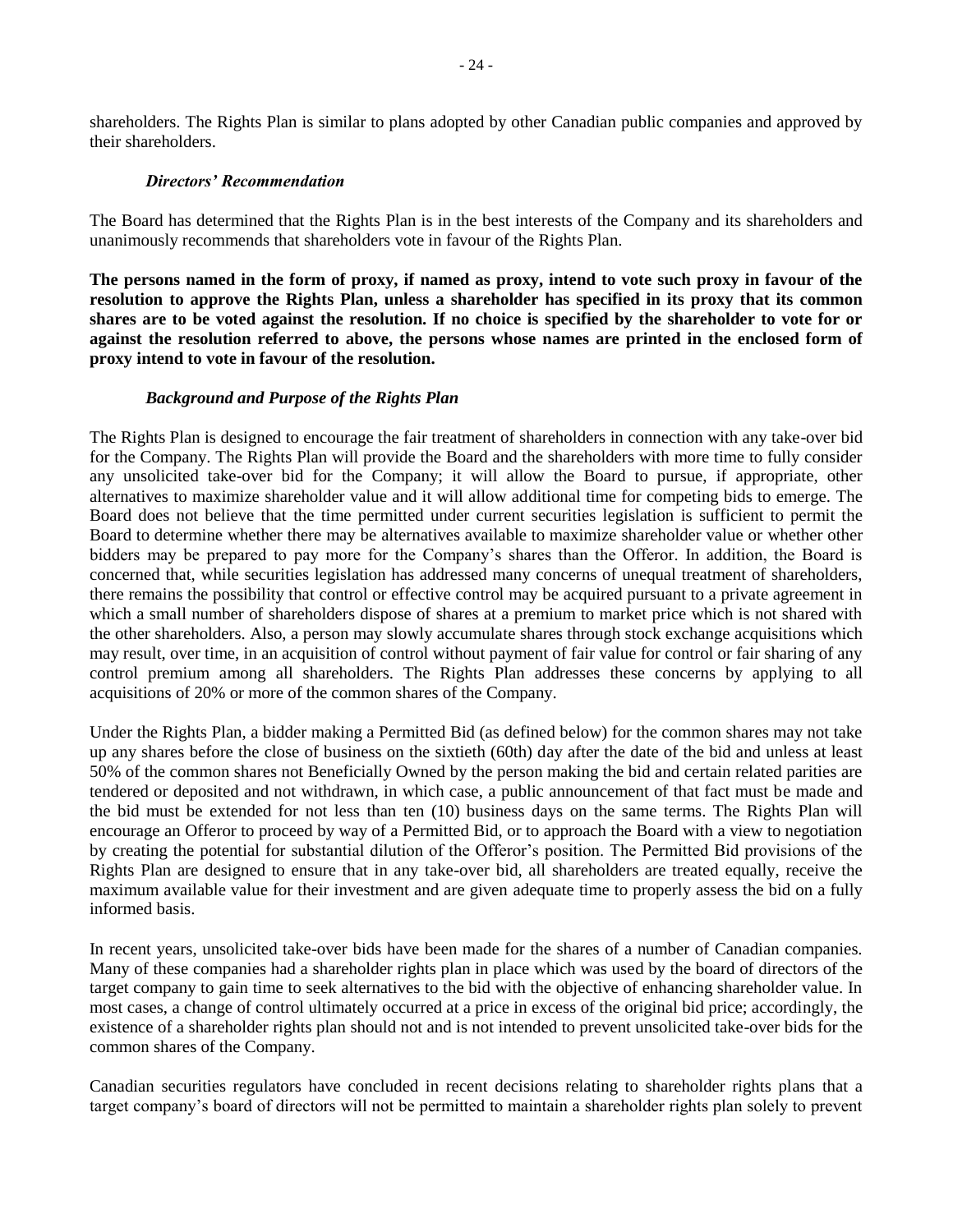shareholders. The Rights Plan is similar to plans adopted by other Canadian public companies and approved by their shareholders.

### *Directors' Recommendation*

The Board has determined that the Rights Plan is in the best interests of the Company and its shareholders and unanimously recommends that shareholders vote in favour of the Rights Plan.

**The persons named in the form of proxy, if named as proxy, intend to vote such proxy in favour of the resolution to approve the Rights Plan, unless a shareholder has specified in its proxy that its common shares are to be voted against the resolution. If no choice is specified by the shareholder to vote for or against the resolution referred to above, the persons whose names are printed in the enclosed form of proxy intend to vote in favour of the resolution.**

### *Background and Purpose of the Rights Plan*

The Rights Plan is designed to encourage the fair treatment of shareholders in connection with any take-over bid for the Company. The Rights Plan will provide the Board and the shareholders with more time to fully consider any unsolicited take-over bid for the Company; it will allow the Board to pursue, if appropriate, other alternatives to maximize shareholder value and it will allow additional time for competing bids to emerge. The Board does not believe that the time permitted under current securities legislation is sufficient to permit the Board to determine whether there may be alternatives available to maximize shareholder value or whether other bidders may be prepared to pay more for the Company's shares than the Offeror. In addition, the Board is concerned that, while securities legislation has addressed many concerns of unequal treatment of shareholders, there remains the possibility that control or effective control may be acquired pursuant to a private agreement in which a small number of shareholders dispose of shares at a premium to market price which is not shared with the other shareholders. Also, a person may slowly accumulate shares through stock exchange acquisitions which may result, over time, in an acquisition of control without payment of fair value for control or fair sharing of any control premium among all shareholders. The Rights Plan addresses these concerns by applying to all acquisitions of 20% or more of the common shares of the Company.

Under the Rights Plan, a bidder making a Permitted Bid (as defined below) for the common shares may not take up any shares before the close of business on the sixtieth (60th) day after the date of the bid and unless at least 50% of the common shares not Beneficially Owned by the person making the bid and certain related parities are tendered or deposited and not withdrawn, in which case, a public announcement of that fact must be made and the bid must be extended for not less than ten (10) business days on the same terms. The Rights Plan will encourage an Offeror to proceed by way of a Permitted Bid, or to approach the Board with a view to negotiation by creating the potential for substantial dilution of the Offeror's position. The Permitted Bid provisions of the Rights Plan are designed to ensure that in any take-over bid, all shareholders are treated equally, receive the maximum available value for their investment and are given adequate time to properly assess the bid on a fully informed basis.

In recent years, unsolicited take-over bids have been made for the shares of a number of Canadian companies. Many of these companies had a shareholder rights plan in place which was used by the board of directors of the target company to gain time to seek alternatives to the bid with the objective of enhancing shareholder value. In most cases, a change of control ultimately occurred at a price in excess of the original bid price; accordingly, the existence of a shareholder rights plan should not and is not intended to prevent unsolicited take-over bids for the common shares of the Company.

Canadian securities regulators have concluded in recent decisions relating to shareholder rights plans that a target company's board of directors will not be permitted to maintain a shareholder rights plan solely to prevent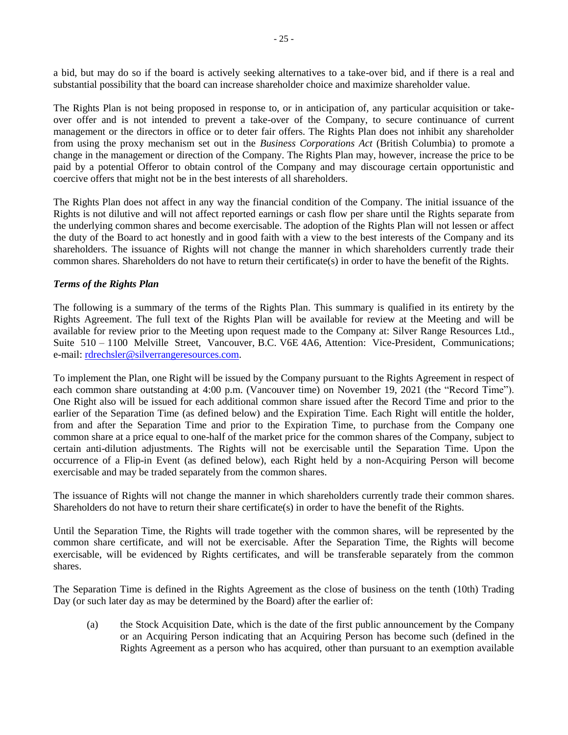a bid, but may do so if the board is actively seeking alternatives to a take-over bid, and if there is a real and substantial possibility that the board can increase shareholder choice and maximize shareholder value.

The Rights Plan is not being proposed in response to, or in anticipation of, any particular acquisition or take-over offer and is not intended to prevent a take-over of the Company, to secure continuance of current management or the directors in office or to deter fair offers. The Rights Plan does not inhibit any shareholder from using the proxy mechanism set out in the *Business Corporations Act* (British Columbia) to promote a change in the management or direction of the Company. The Rights Plan may, however, increase the price to be paid by a potential Offeror to obtain control of the Company and may discourage certain opportunistic and coercive offers that might not be in the best interests of all shareholders.

The Rights Plan does not affect in any way the financial condition of the Company. The initial issuance of the Rights is not dilutive and will not affect reported earnings or cash flow per share until the Rights separate from the underlying common shares and become exercisable. The adoption of the Rights Plan will not lessen or affect the duty of the Board to act honestly and in good faith with a view to the best interests of the Company and its shareholders. The issuance of Rights will not change the manner in which shareholders currently trade their common shares. Shareholders do not have to return their certificate(s) in order to have the benefit of the Rights.

***Terms of the Rights Plan***

The following is a summary of the terms of the Rights Plan. This summary is qualified in its entirety by the Rights Agreement. The full text of the Rights Plan will be available for review at the Meeting and will be available for review prior to the Meeting upon request made to the Company at: Silver Range Resources Ltd., Suite 510 – 1100 Melville Street, Vancouver, B.C. V6E 4A6, Attention: Vice-President, Communications; e-mail: rdrechsler@silverrangeresources.com.

To implement the Plan, one Right will be issued by the Company pursuant to the Rights Agreement in respect of each common share outstanding at 4:00 p.m. (Vancouver time) on November 19, 2021 (the "Record Time"). One Right also will be issued for each additional common share issued after the Record Time and prior to the earlier of the Separation Time (as defined below) and the Expiration Time. Each Right will entitle the holder, from and after the Separation Time and prior to the Expiration Time, to purchase from the Company one common share at a price equal to one-half of the market price for the common shares of the Company, subject to certain anti-dilution adjustments. The Rights will not be exercisable until the Separation Time. Upon the occurrence of a Flip-in Event (as defined below), each Right held by a non-Acquiring Person will become exercisable and may be traded separately from the common shares.

The issuance of Rights will not change the manner in which shareholders currently trade their common shares. Shareholders do not have to return their share certificate(s) in order to have the benefit of the Rights.

Until the Separation Time, the Rights will trade together with the common shares, will be represented by the common share certificate, and will not be exercisable. After the Separation Time, the Rights will become exercisable, will be evidenced by Rights certificates, and will be transferable separately from the common shares.

The Separation Time is defined in the Rights Agreement as the close of business on the tenth (10th) Trading Day (or such later day as may be determined by the Board) after the earlier of:

(a) the Stock Acquisition Date, which is the date of the first public announcement by the Company or an Acquiring Person indicating that an Acquiring Person has become such (defined in the Rights Agreement as a person who has acquired, other than pursuant to an exemption available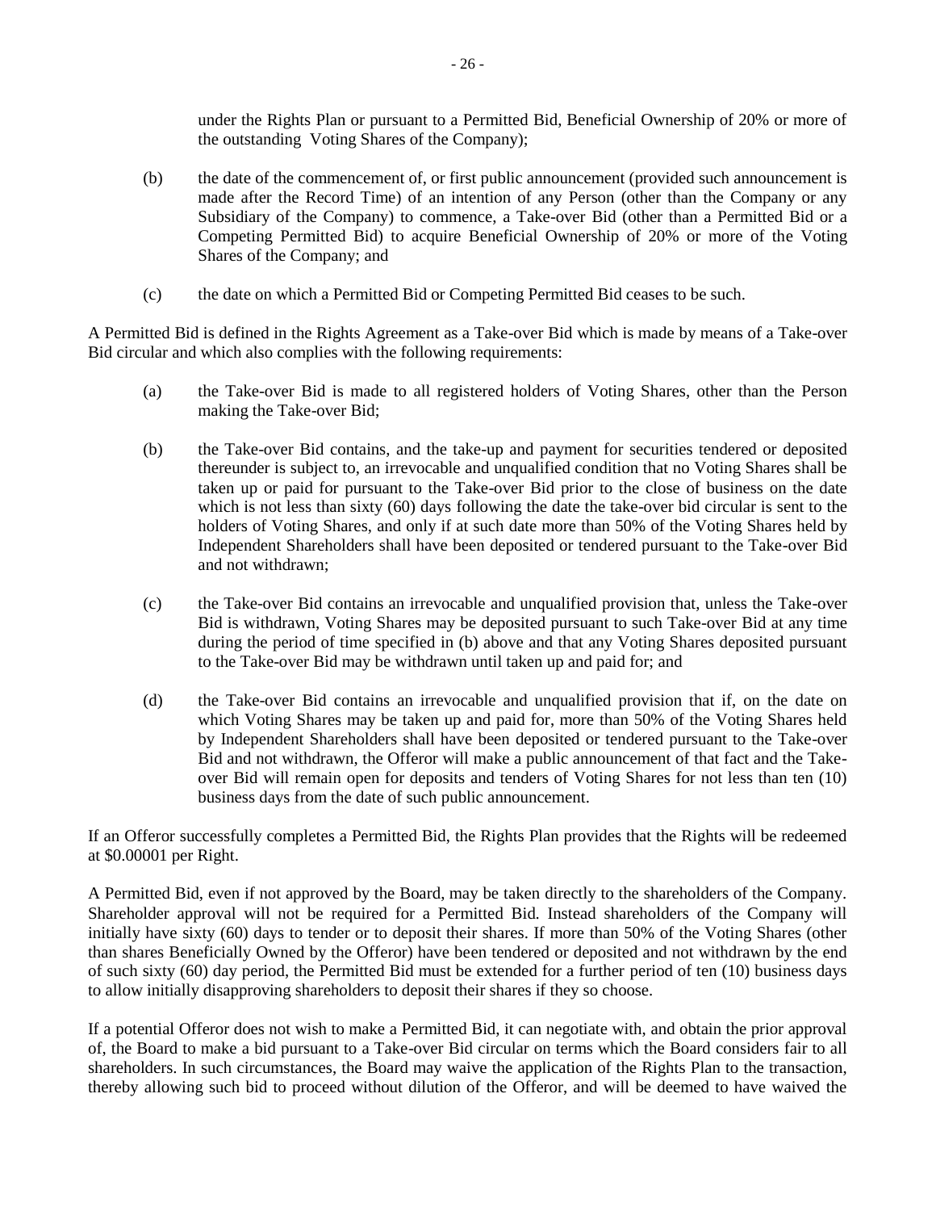under the Rights Plan or pursuant to a Permitted Bid, Beneficial Ownership of 20% or more of the outstanding Voting Shares of the Company);

(b) the date of the commencement of, or first public announcement (provided such announcement is made after the Record Time) of an intention of any Person (other than the Company or any Subsidiary of the Company) to commence, a Take-over Bid (other than a Permitted Bid or a Competing Permitted Bid) to acquire Beneficial Ownership of 20% or more of the Voting Shares of the Company; and

(c) the date on which a Permitted Bid or Competing Permitted Bid ceases to be such.

A Permitted Bid is defined in the Rights Agreement as a Take-over Bid which is made by means of a Take-over Bid circular and which also complies with the following requirements:

(a) the Take-over Bid is made to all registered holders of Voting Shares, other than the Person making the Take-over Bid;

(b) the Take-over Bid contains, and the take-up and payment for securities tendered or deposited thereunder is subject to, an irrevocable and unqualified condition that no Voting Shares shall be taken up or paid for pursuant to the Take-over Bid prior to the close of business on the date which is not less than sixty (60) days following the date the take-over bid circular is sent to the holders of Voting Shares, and only if at such date more than 50% of the Voting Shares held by Independent Shareholders shall have been deposited or tendered pursuant to the Take-over Bid and not withdrawn;

(c) the Take-over Bid contains an irrevocable and unqualified provision that, unless the Take-over Bid is withdrawn, Voting Shares may be deposited pursuant to such Take-over Bid at any time during the period of time specified in (b) above and that any Voting Shares deposited pursuant to the Take-over Bid may be withdrawn until taken up and paid for; and

(d) the Take-over Bid contains an irrevocable and unqualified provision that if, on the date on which Voting Shares may be taken up and paid for, more than 50% of the Voting Shares held by Independent Shareholders shall have been deposited or tendered pursuant to the Take-over Bid and not withdrawn, the Offeror will make a public announcement of that fact and the Take-over Bid will remain open for deposits and tenders of Voting Shares for not less than ten (10) business days from the date of such public announcement.

If an Offeror successfully completes a Permitted Bid, the Rights Plan provides that the Rights will be redeemed at $0.00001 per Right.

A Permitted Bid, even if not approved by the Board, may be taken directly to the shareholders of the Company. Shareholder approval will not be required for a Permitted Bid. Instead shareholders of the Company will initially have sixty (60) days to tender or to deposit their shares. If more than 50% of the Voting Shares (other than shares Beneficially Owned by the Offeror) have been tendered or deposited and not withdrawn by the end of such sixty (60) day period, the Permitted Bid must be extended for a further period of ten (10) business days to allow initially disapproving shareholders to deposit their shares if they so choose.

If a potential Offeror does not wish to make a Permitted Bid, it can negotiate with, and obtain the prior approval of, the Board to make a bid pursuant to a Take-over Bid circular on terms which the Board considers fair to all shareholders. In such circumstances, the Board may waive the application of the Rights Plan to the transaction, thereby allowing such bid to proceed without dilution of the Offeror, and will be deemed to have waived the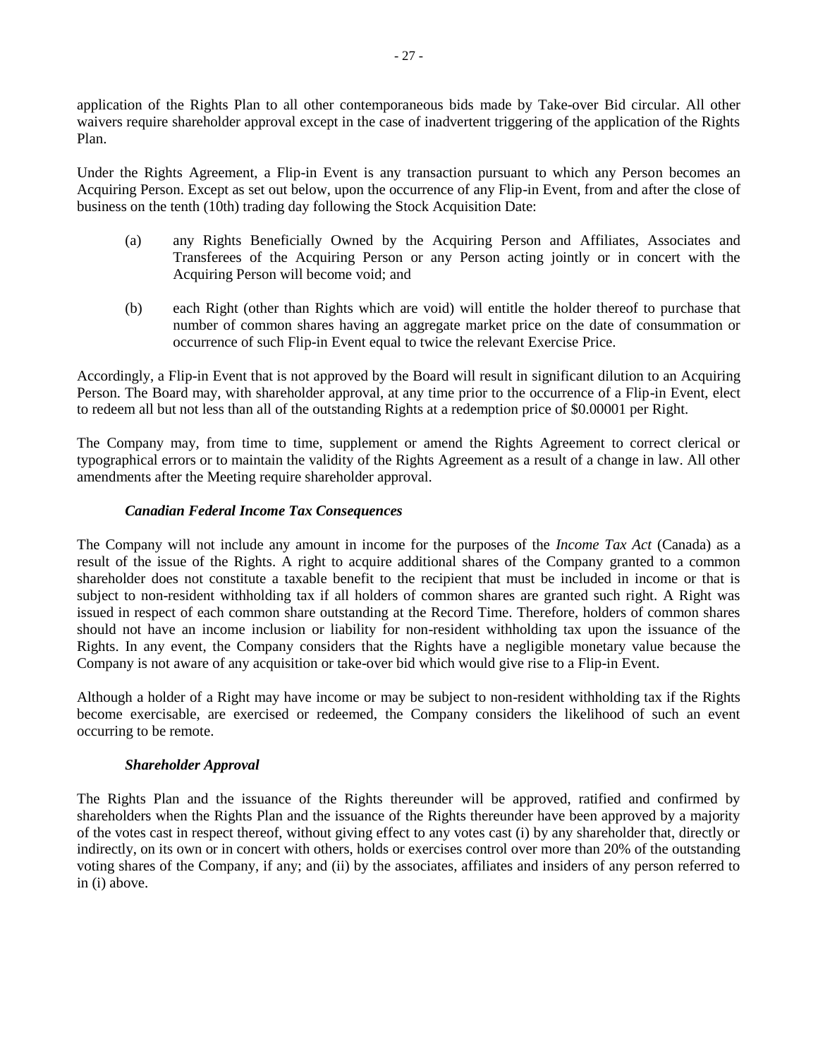application of the Rights Plan to all other contemporaneous bids made by Take-over Bid circular. All other waivers require shareholder approval except in the case of inadvertent triggering of the application of the Rights Plan.

Under the Rights Agreement, a Flip-in Event is any transaction pursuant to which any Person becomes an Acquiring Person. Except as set out below, upon the occurrence of any Flip-in Event, from and after the close of business on the tenth (10th) trading day following the Stock Acquisition Date:

(a) any Rights Beneficially Owned by the Acquiring Person and Affiliates, Associates and Transferees of the Acquiring Person or any Person acting jointly or in concert with the Acquiring Person will become void; and

(b) each Right (other than Rights which are void) will entitle the holder thereof to purchase that number of common shares having an aggregate market price on the date of consummation or occurrence of such Flip-in Event equal to twice the relevant Exercise Price.

Accordingly, a Flip-in Event that is not approved by the Board will result in significant dilution to an Acquiring Person. The Board may, with shareholder approval, at any time prior to the occurrence of a Flip-in Event, elect to redeem all but not less than all of the outstanding Rights at a redemption price of $0.00001 per Right.

The Company may, from time to time, supplement or amend the Rights Agreement to correct clerical or typographical errors or to maintain the validity of the Rights Agreement as a result of a change in law. All other amendments after the Meeting require shareholder approval.

### *Canadian Federal Income Tax Consequences*

The Company will not include any amount in income for the purposes of the *Income Tax Act* (Canada) as a result of the issue of the Rights. A right to acquire additional shares of the Company granted to a common shareholder does not constitute a taxable benefit to the recipient that must be included in income or that is subject to non-resident withholding tax if all holders of common shares are granted such right. A Right was issued in respect of each common share outstanding at the Record Time. Therefore, holders of common shares should not have an income inclusion or liability for non-resident withholding tax upon the issuance of the Rights. In any event, the Company considers that the Rights have a negligible monetary value because the Company is not aware of any acquisition or take-over bid which would give rise to a Flip-in Event.

Although a holder of a Right may have income or may be subject to non-resident withholding tax if the Rights become exercisable, are exercised or redeemed, the Company considers the likelihood of such an event occurring to be remote.

### *Shareholder Approval*

The Rights Plan and the issuance of the Rights thereunder will be approved, ratified and confirmed by shareholders when the Rights Plan and the issuance of the Rights thereunder have been approved by a majority of the votes cast in respect thereof, without giving effect to any votes cast (i) by any shareholder that, directly or indirectly, on its own or in concert with others, holds or exercises control over more than 20% of the outstanding voting shares of the Company, if any; and (ii) by the associates, affiliates and insiders of any person referred to in (i) above.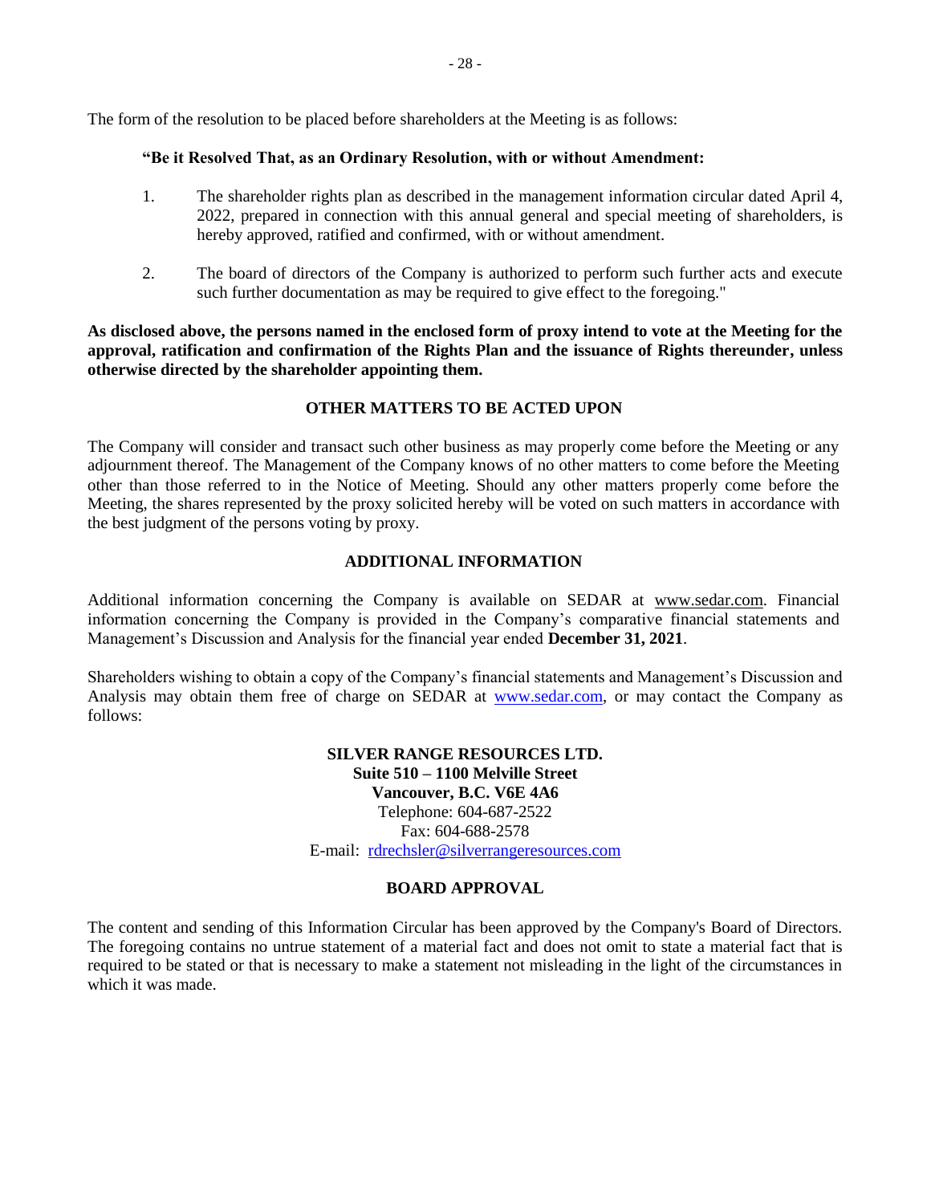The form of the resolution to be placed before shareholders at the Meeting is as follows:

**"Be it Resolved That, as an Ordinary Resolution, with or without Amendment:**

1. The shareholder rights plan as described in the management information circular dated April 4, 2022, prepared in connection with this annual general and special meeting of shareholders, is hereby approved, ratified and confirmed, with or without amendment.

2. The board of directors of the Company is authorized to perform such further acts and execute such further documentation as may be required to give effect to the foregoing."

**As disclosed above, the persons named in the enclosed form of proxy intend to vote at the Meeting for the approval, ratification and confirmation of the Rights Plan and the issuance of Rights thereunder, unless otherwise directed by the shareholder appointing them.**

## OTHER MATTERS TO BE ACTED UPON

The Company will consider and transact such other business as may properly come before the Meeting or any adjournment thereof. The Management of the Company knows of no other matters to come before the Meeting other than those referred to in the Notice of Meeting. Should any other matters properly come before the Meeting, the shares represented by the proxy solicited hereby will be voted on such matters in accordance with the best judgment of the persons voting by proxy.

## ADDITIONAL INFORMATION

Additional information concerning the Company is available on SEDAR at www.sedar.com. Financial information concerning the Company is provided in the Company's comparative financial statements and Management's Discussion and Analysis for the financial year ended **December 31, 2021**.

Shareholders wishing to obtain a copy of the Company's financial statements and Management's Discussion and Analysis may obtain them free of charge on SEDAR at www.sedar.com, or may contact the Company as follows:

**SILVER RANGE RESOURCES LTD.**
**Suite 510 – 1100 Melville Street**
**Vancouver, B.C. V6E 4A6**
Telephone: 604-687-2522
Fax: 604-688-2578
E-mail: rdrechsler@silverrangeresources.com

## BOARD APPROVAL

The content and sending of this Information Circular has been approved by the Company's Board of Directors. The foregoing contains no untrue statement of a material fact and does not omit to state a material fact that is required to be stated or that is necessary to make a statement not misleading in the light of the circumstances in which it was made.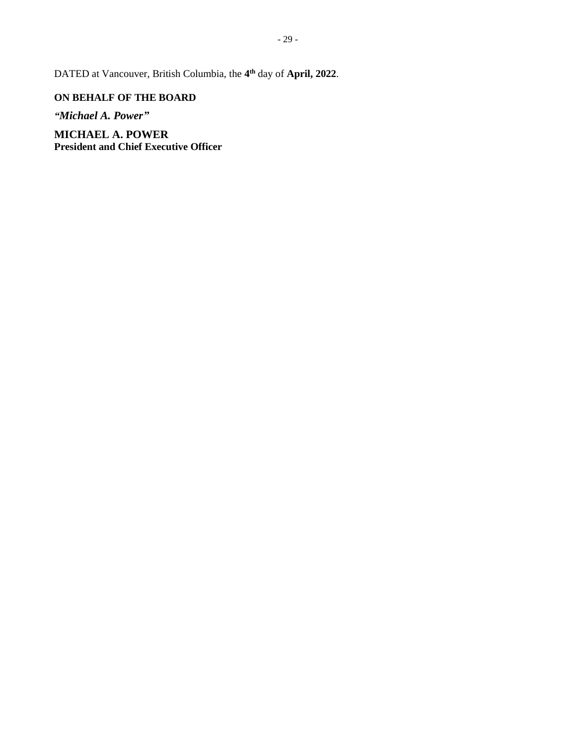DATED at Vancouver, British Columbia, the **4th** day of **April, 2022**.

**ON BEHALF OF THE BOARD**

***"Michael A. Power"***

**MICHAEL A. POWER**
**President and Chief Executive Officer**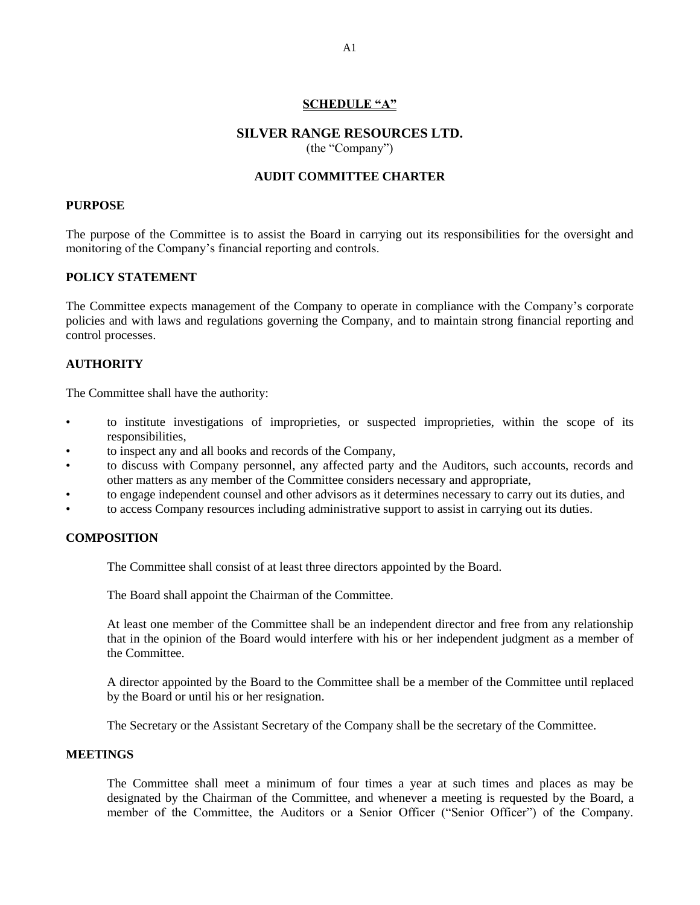**SCHEDULE "A"**

# SILVER RANGE RESOURCES LTD.

(the "Company")

## AUDIT COMMITTEE CHARTER

### PURPOSE

The purpose of the Committee is to assist the Board in carrying out its responsibilities for the oversight and monitoring of the Company's financial reporting and controls.

### POLICY STATEMENT

The Committee expects management of the Company to operate in compliance with the Company's corporate policies and with laws and regulations governing the Company, and to maintain strong financial reporting and control processes.

### AUTHORITY

The Committee shall have the authority:

- to institute investigations of improprieties, or suspected improprieties, within the scope of its responsibilities,
- to inspect any and all books and records of the Company,
- to discuss with Company personnel, any affected party and the Auditors, such accounts, records and other matters as any member of the Committee considers necessary and appropriate,
- to engage independent counsel and other advisors as it determines necessary to carry out its duties, and
- to access Company resources including administrative support to assist in carrying out its duties.

### COMPOSITION

The Committee shall consist of at least three directors appointed by the Board.

The Board shall appoint the Chairman of the Committee.

At least one member of the Committee shall be an independent director and free from any relationship that in the opinion of the Board would interfere with his or her independent judgment as a member of the Committee.

A director appointed by the Board to the Committee shall be a member of the Committee until replaced by the Board or until his or her resignation.

The Secretary or the Assistant Secretary of the Company shall be the secretary of the Committee.

### MEETINGS

The Committee shall meet a minimum of four times a year at such times and places as may be designated by the Chairman of the Committee, and whenever a meeting is requested by the Board, a member of the Committee, the Auditors or a Senior Officer ("Senior Officer") of the Company.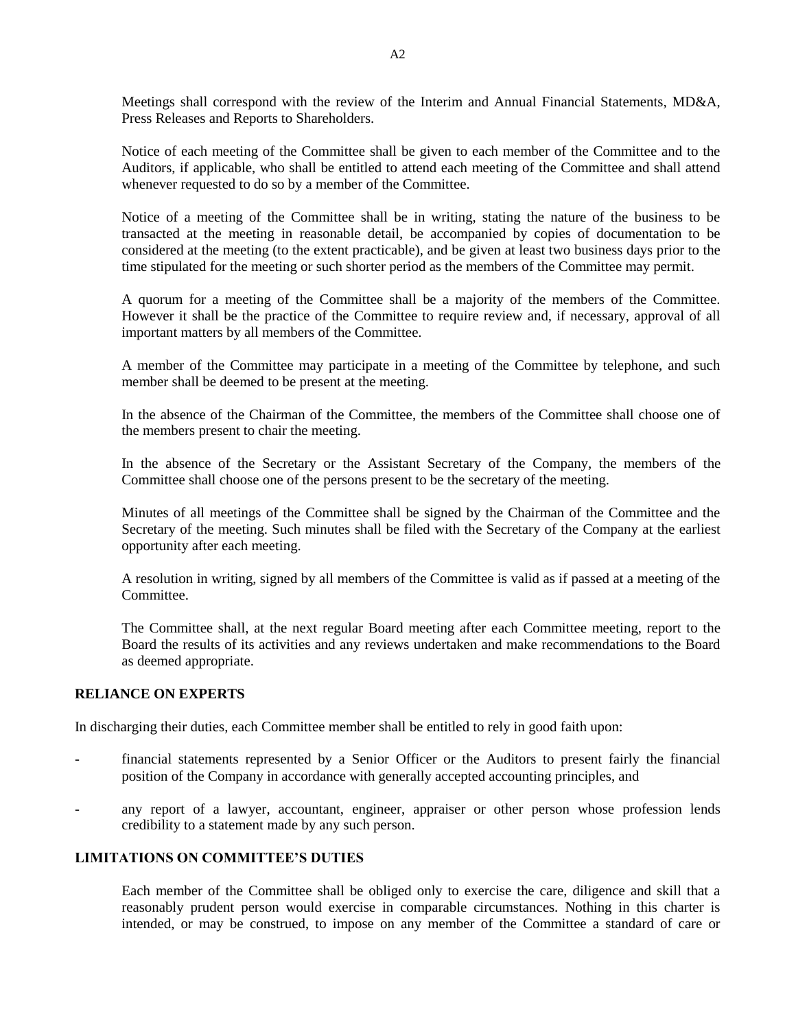Meetings shall correspond with the review of the Interim and Annual Financial Statements, MD&A, Press Releases and Reports to Shareholders.

Notice of each meeting of the Committee shall be given to each member of the Committee and to the Auditors, if applicable, who shall be entitled to attend each meeting of the Committee and shall attend whenever requested to do so by a member of the Committee.

Notice of a meeting of the Committee shall be in writing, stating the nature of the business to be transacted at the meeting in reasonable detail, be accompanied by copies of documentation to be considered at the meeting (to the extent practicable), and be given at least two business days prior to the time stipulated for the meeting or such shorter period as the members of the Committee may permit.

A quorum for a meeting of the Committee shall be a majority of the members of the Committee. However it shall be the practice of the Committee to require review and, if necessary, approval of all important matters by all members of the Committee.

A member of the Committee may participate in a meeting of the Committee by telephone, and such member shall be deemed to be present at the meeting.

In the absence of the Chairman of the Committee, the members of the Committee shall choose one of the members present to chair the meeting.

In the absence of the Secretary or the Assistant Secretary of the Company, the members of the Committee shall choose one of the persons present to be the secretary of the meeting.

Minutes of all meetings of the Committee shall be signed by the Chairman of the Committee and the Secretary of the meeting. Such minutes shall be filed with the Secretary of the Company at the earliest opportunity after each meeting.

A resolution in writing, signed by all members of the Committee is valid as if passed at a meeting of the Committee.

The Committee shall, at the next regular Board meeting after each Committee meeting, report to the Board the results of its activities and any reviews undertaken and make recommendations to the Board as deemed appropriate.

**RELIANCE ON EXPERTS**

In discharging their duties, each Committee member shall be entitled to rely in good faith upon:

- financial statements represented by a Senior Officer or the Auditors to present fairly the financial position of the Company in accordance with generally accepted accounting principles, and
- any report of a lawyer, accountant, engineer, appraiser or other person whose profession lends credibility to a statement made by any such person.

**LIMITATIONS ON COMMITTEE'S DUTIES**

Each member of the Committee shall be obliged only to exercise the care, diligence and skill that a reasonably prudent person would exercise in comparable circumstances. Nothing in this charter is intended, or may be construed, to impose on any member of the Committee a standard of care or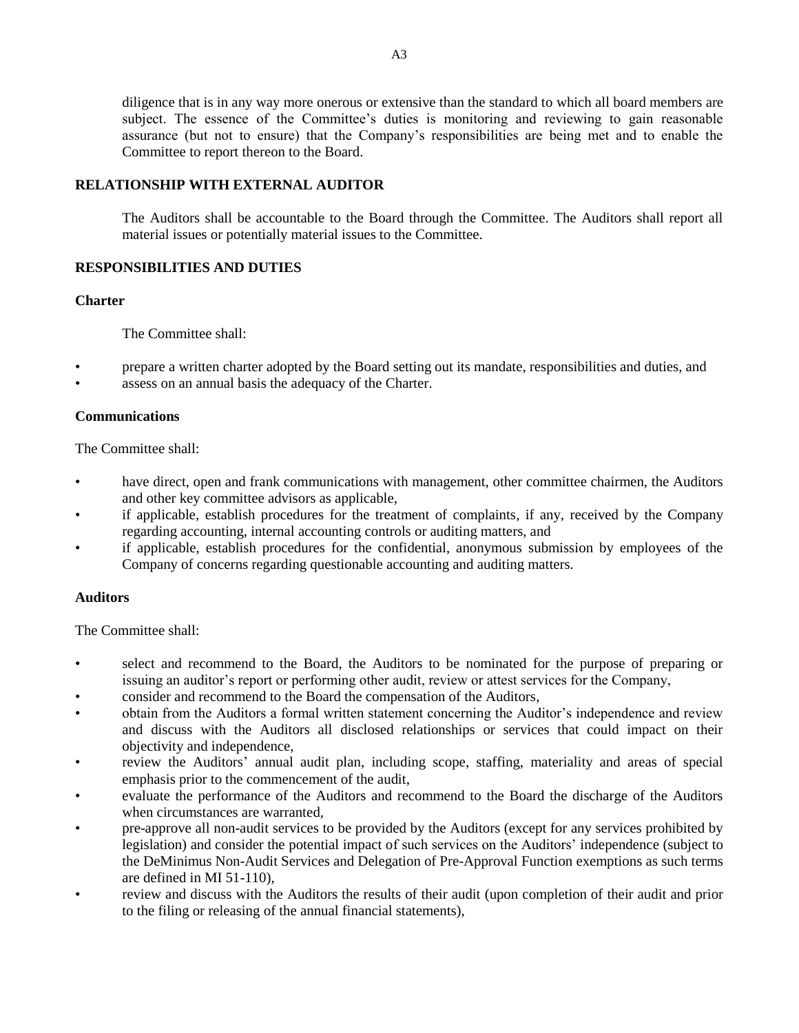diligence that is in any way more onerous or extensive than the standard to which all board members are subject. The essence of the Committee's duties is monitoring and reviewing to gain reasonable assurance (but not to ensure) that the Company's responsibilities are being met and to enable the Committee to report thereon to the Board.

## RELATIONSHIP WITH EXTERNAL AUDITOR

The Auditors shall be accountable to the Board through the Committee. The Auditors shall report all material issues or potentially material issues to the Committee.

## RESPONSIBILITIES AND DUTIES

### Charter

The Committee shall:

- prepare a written charter adopted by the Board setting out its mandate, responsibilities and duties, and
- assess on an annual basis the adequacy of the Charter.

### Communications

The Committee shall:

- have direct, open and frank communications with management, other committee chairmen, the Auditors and other key committee advisors as applicable,
- if applicable, establish procedures for the treatment of complaints, if any, received by the Company regarding accounting, internal accounting controls or auditing matters, and
- if applicable, establish procedures for the confidential, anonymous submission by employees of the Company of concerns regarding questionable accounting and auditing matters.

### Auditors

The Committee shall:

- select and recommend to the Board, the Auditors to be nominated for the purpose of preparing or issuing an auditor's report or performing other audit, review or attest services for the Company,
- consider and recommend to the Board the compensation of the Auditors,
- obtain from the Auditors a formal written statement concerning the Auditor's independence and review and discuss with the Auditors all disclosed relationships or services that could impact on their objectivity and independence,
- review the Auditors' annual audit plan, including scope, staffing, materiality and areas of special emphasis prior to the commencement of the audit,
- evaluate the performance of the Auditors and recommend to the Board the discharge of the Auditors when circumstances are warranted,
- pre-approve all non-audit services to be provided by the Auditors (except for any services prohibited by legislation) and consider the potential impact of such services on the Auditors' independence (subject to the DeMinimus Non-Audit Services and Delegation of Pre-Approval Function exemptions as such terms are defined in MI 51-110),
- review and discuss with the Auditors the results of their audit (upon completion of their audit and prior to the filing or releasing of the annual financial statements),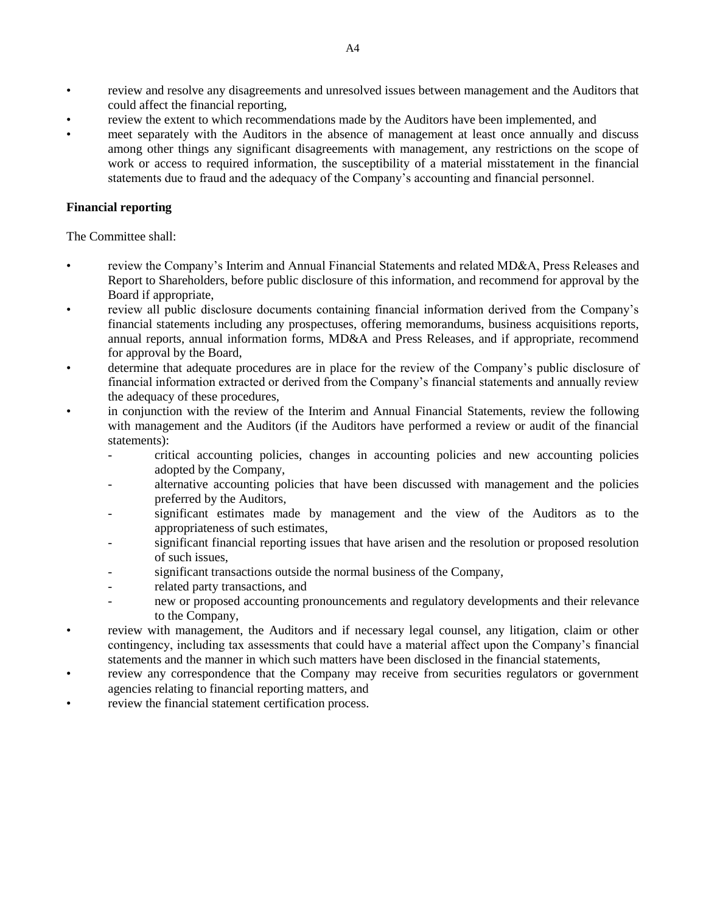- review and resolve any disagreements and unresolved issues between management and the Auditors that could affect the financial reporting,
- review the extent to which recommendations made by the Auditors have been implemented, and
- meet separately with the Auditors in the absence of management at least once annually and discuss among other things any significant disagreements with management, any restrictions on the scope of work or access to required information, the susceptibility of a material misstatement in the financial statements due to fraud and the adequacy of the Company's accounting and financial personnel.

**Financial reporting**

The Committee shall:

- review the Company's Interim and Annual Financial Statements and related MD&A, Press Releases and Report to Shareholders, before public disclosure of this information, and recommend for approval by the Board if appropriate,
- review all public disclosure documents containing financial information derived from the Company's financial statements including any prospectuses, offering memorandums, business acquisitions reports, annual reports, annual information forms, MD&A and Press Releases, and if appropriate, recommend for approval by the Board,
- determine that adequate procedures are in place for the review of the Company's public disclosure of financial information extracted or derived from the Company's financial statements and annually review the adequacy of these procedures,
- in conjunction with the review of the Interim and Annual Financial Statements, review the following with management and the Auditors (if the Auditors have performed a review or audit of the financial statements):
  - critical accounting policies, changes in accounting policies and new accounting policies adopted by the Company,
  - alternative accounting policies that have been discussed with management and the policies preferred by the Auditors,
  - significant estimates made by management and the view of the Auditors as to the appropriateness of such estimates,
  - significant financial reporting issues that have arisen and the resolution or proposed resolution of such issues,
  - significant transactions outside the normal business of the Company,
  - related party transactions, and
  - new or proposed accounting pronouncements and regulatory developments and their relevance to the Company,
- review with management, the Auditors and if necessary legal counsel, any litigation, claim or other contingency, including tax assessments that could have a material affect upon the Company's financial statements and the manner in which such matters have been disclosed in the financial statements,
- review any correspondence that the Company may receive from securities regulators or government agencies relating to financial reporting matters, and
- review the financial statement certification process.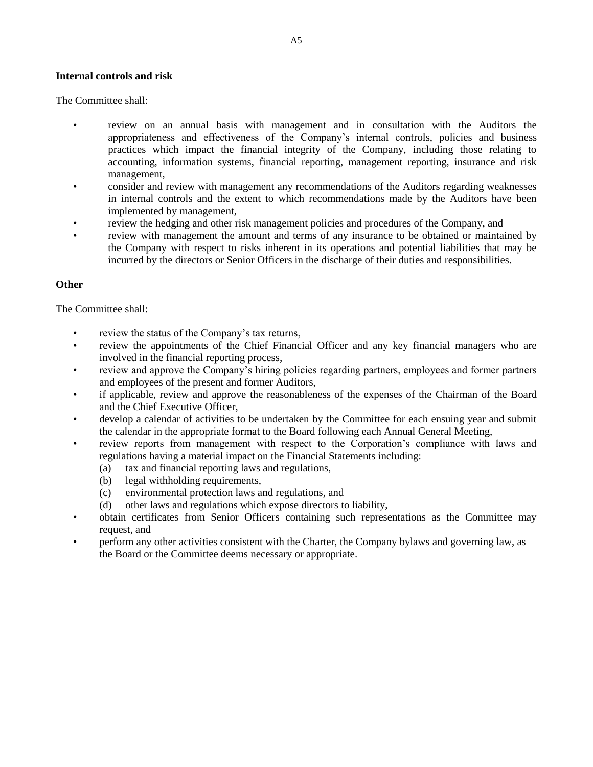**Internal controls and risk**

The Committee shall:

- review on an annual basis with management and in consultation with the Auditors the appropriateness and effectiveness of the Company's internal controls, policies and business practices which impact the financial integrity of the Company, including those relating to accounting, information systems, financial reporting, management reporting, insurance and risk management,
- consider and review with management any recommendations of the Auditors regarding weaknesses in internal controls and the extent to which recommendations made by the Auditors have been implemented by management,
- review the hedging and other risk management policies and procedures of the Company, and
- review with management the amount and terms of any insurance to be obtained or maintained by the Company with respect to risks inherent in its operations and potential liabilities that may be incurred by the directors or Senior Officers in the discharge of their duties and responsibilities.

**Other**

The Committee shall:

- review the status of the Company's tax returns,
- review the appointments of the Chief Financial Officer and any key financial managers who are involved in the financial reporting process,
- review and approve the Company's hiring policies regarding partners, employees and former partners and employees of the present and former Auditors,
- if applicable, review and approve the reasonableness of the expenses of the Chairman of the Board and the Chief Executive Officer,
- develop a calendar of activities to be undertaken by the Committee for each ensuing year and submit the calendar in the appropriate format to the Board following each Annual General Meeting,
- review reports from management with respect to the Corporation's compliance with laws and regulations having a material impact on the Financial Statements including:
  - (a) tax and financial reporting laws and regulations,
  - (b) legal withholding requirements,
  - (c) environmental protection laws and regulations, and
  - (d) other laws and regulations which expose directors to liability,
- obtain certificates from Senior Officers containing such representations as the Committee may request, and
- perform any other activities consistent with the Charter, the Company bylaws and governing law, as the Board or the Committee deems necessary or appropriate.